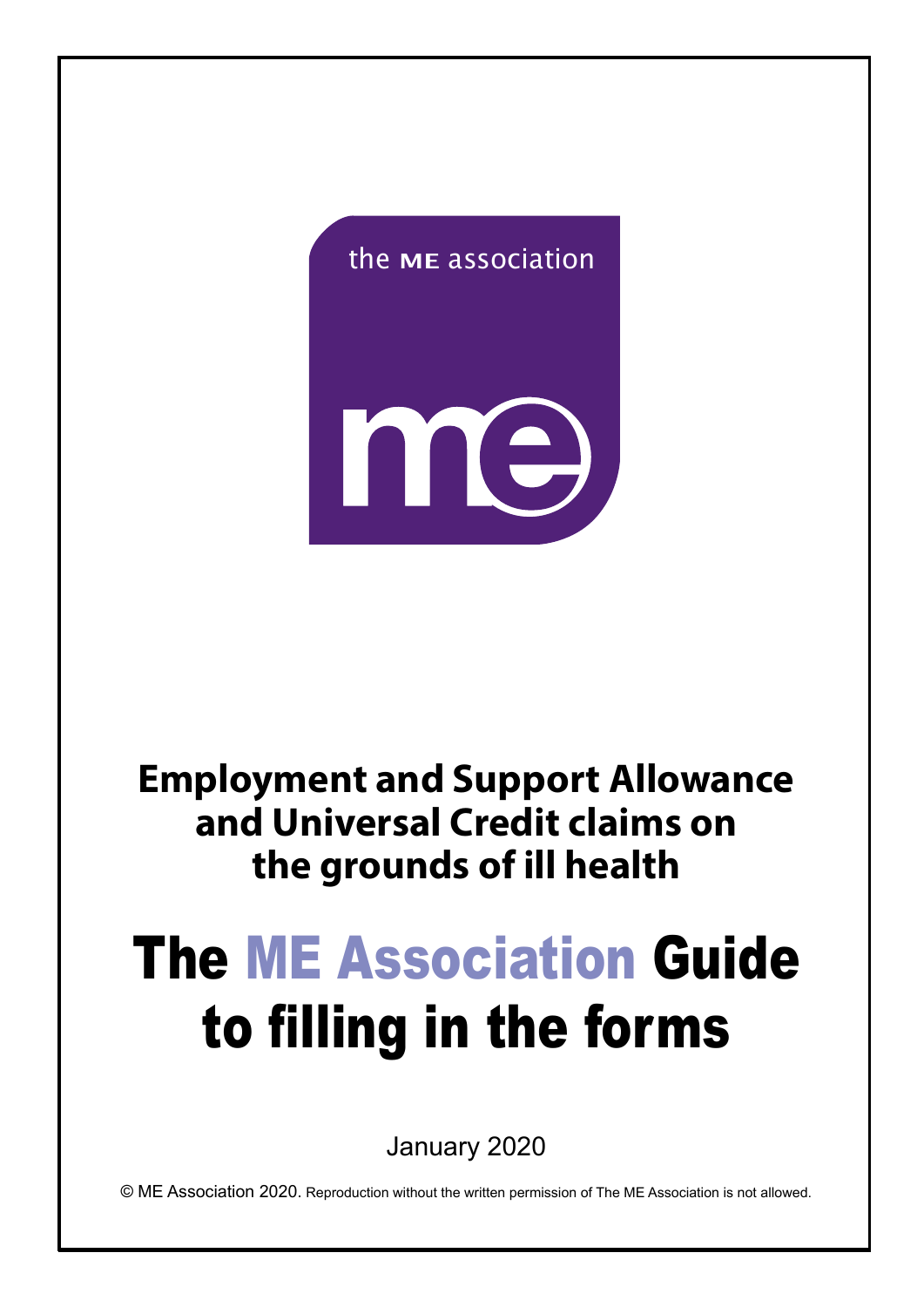the ME association

# Employment and Support Allowance and Universal Credit claims on the grounds of ill health

# The ME Association Guide to filling in the forms

January 2020

© ME Association 2020. Reproduction without the written permission of The ME Association is not allowed.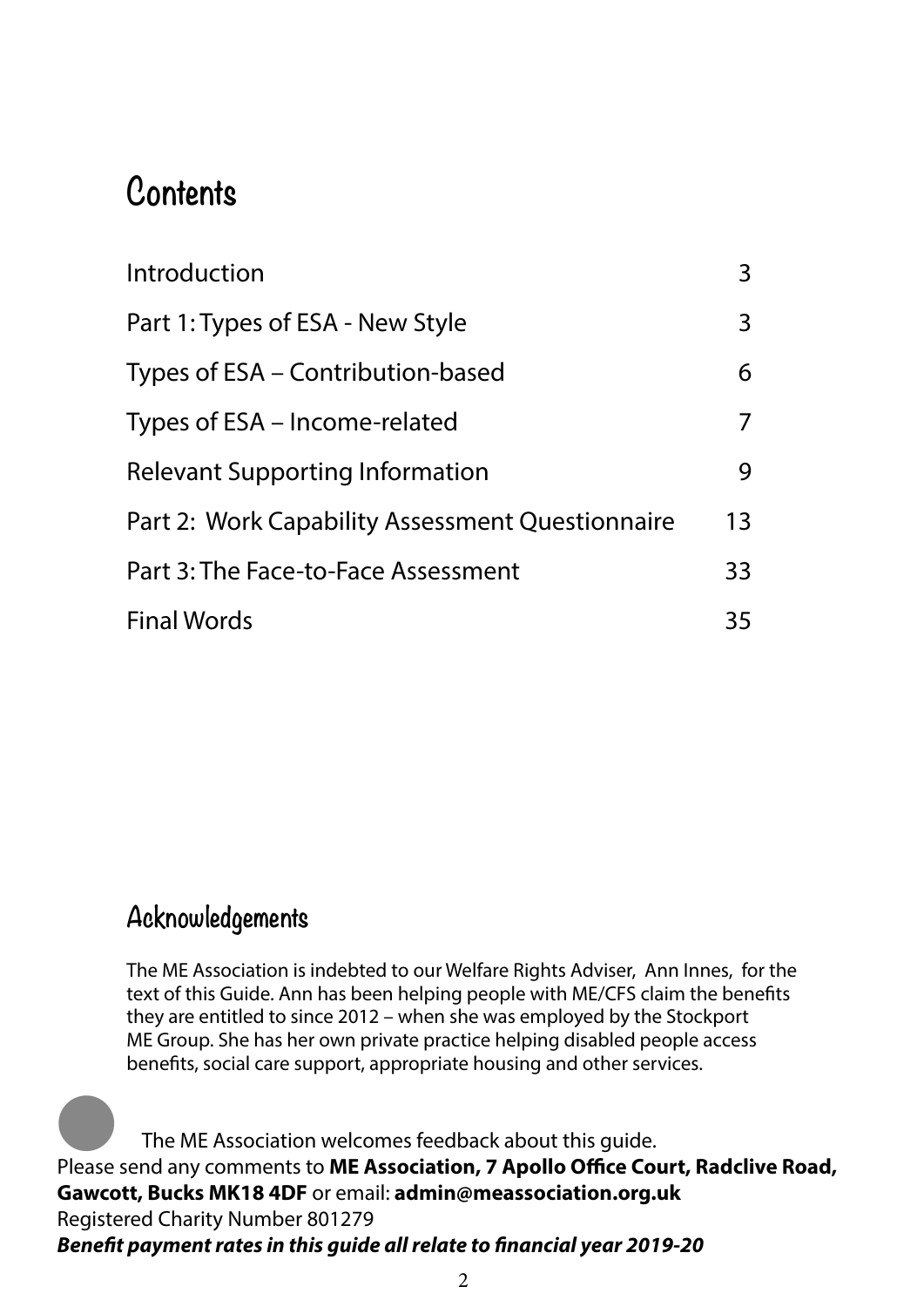# Contents

| | |
|---|---|
| Introduction | 3 |
| Part 1: Types of ESA - New Style | 3 |
| Types of ESA – Contribution-based | 6 |
| Types of ESA – Income-related | 7 |
| Relevant Supporting Information | 9 |
| Part 2: Work Capability Assessment Questionnaire | 13 |
| Part 3: The Face-to-Face Assessment | 33 |
| Final Words | 35 |

## Acknowledgements

The ME Association is indebted to our Welfare Rights Adviser, Ann Innes, for the text of this Guide. Ann has been helping people with ME/CFS claim the benefits they are entitled to since 2012 – when she was employed by the Stockport ME Group. She has her own private practice helping disabled people access benefits, social care support, appropriate housing and other services.

The ME Association welcomes feedback about this guide.
Please send any comments to **ME Association, 7 Apollo Office Court, Radclive Road, Gawcott, Bucks MK18 4DF** or email: **admin@meassociation.org.uk**
Registered Charity Number 801279
***Benefit payment rates in this guide all relate to financial year 2019-20***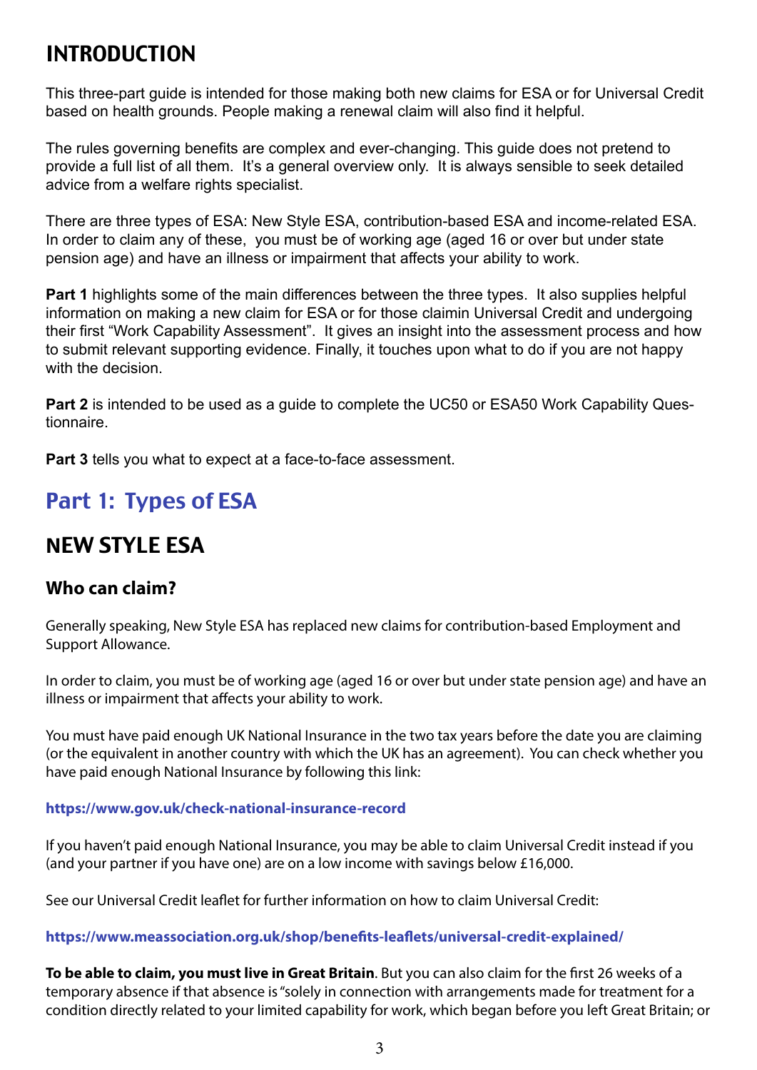# INTRODUCTION

This three-part guide is intended for those making both new claims for ESA or for Universal Credit based on health grounds. People making a renewal claim will also find it helpful.

The rules governing benefits are complex and ever-changing. This guide does not pretend to provide a full list of all them.  It's a general overview only.  It is always sensible to seek detailed advice from a welfare rights specialist.

There are three types of ESA: New Style ESA, contribution-based ESA and income-related ESA. In order to claim any of these,  you must be of working age (aged 16 or over but under state pension age) and have an illness or impairment that affects your ability to work.

**Part 1** highlights some of the main differences between the three types.  It also supplies helpful information on making a new claim for ESA or for those claimin Universal Credit and undergoing their first "Work Capability Assessment".  It gives an insight into the assessment process and how to submit relevant supporting evidence. Finally, it touches upon what to do if you are not happy with the decision.

**Part 2** is intended to be used as a guide to complete the UC50 or ESA50 Work Capability Questionnaire.

**Part 3** tells you what to expect at a face-to-face assessment.

## Part 1: Types of ESA

## NEW STYLE ESA

### Who can claim?

Generally speaking, New Style ESA has replaced new claims for contribution-based Employment and Support Allowance.

In order to claim, you must be of working age (aged 16 or over but under state pension age) and have an illness or impairment that affects your ability to work.

You must have paid enough UK National Insurance in the two tax years before the date you are claiming (or the equivalent in another country with which the UK has an agreement).  You can check whether you have paid enough National Insurance by following this link:

**https://www.gov.uk/check-national-insurance-record**

If you haven't paid enough National Insurance, you may be able to claim Universal Credit instead if you (and your partner if you have one) are on a low income with savings below £16,000.

See our Universal Credit leaflet for further information on how to claim Universal Credit:

**https://www.meassociation.org.uk/shop/benefits-leaflets/universal-credit-explained/**

**To be able to claim, you must live in Great Britain**. But you can also claim for the first 26 weeks of a temporary absence if that absence is "solely in connection with arrangements made for treatment for a condition directly related to your limited capability for work, which began before you left Great Britain; or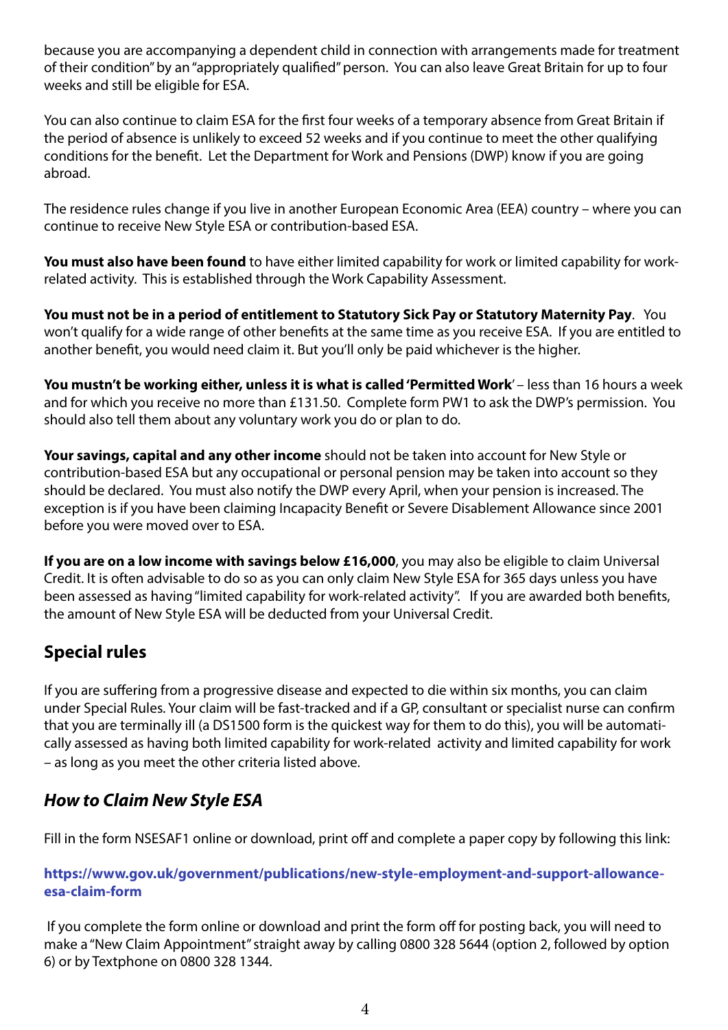because you are accompanying a dependent child in connection with arrangements made for treatment of their condition" by an "appropriately qualified" person. You can also leave Great Britain for up to four weeks and still be eligible for ESA.

You can also continue to claim ESA for the first four weeks of a temporary absence from Great Britain if the period of absence is unlikely to exceed 52 weeks and if you continue to meet the other qualifying conditions for the benefit. Let the Department for Work and Pensions (DWP) know if you are going abroad.

The residence rules change if you live in another European Economic Area (EEA) country – where you can continue to receive New Style ESA or contribution-based ESA.

**You must also have been found** to have either limited capability for work or limited capability for work-related activity. This is established through the Work Capability Assessment.

**You must not be in a period of entitlement to Statutory Sick Pay or Statutory Maternity Pay**. You won't qualify for a wide range of other benefits at the same time as you receive ESA. If you are entitled to another benefit, you would need claim it. But you'll only be paid whichever is the higher.

**You mustn't be working either, unless it is what is called 'Permitted Work**' – less than 16 hours a week and for which you receive no more than £131.50. Complete form PW1 to ask the DWP's permission. You should also tell them about any voluntary work you do or plan to do.

**Your savings, capital and any other income** should not be taken into account for New Style or contribution-based ESA but any occupational or personal pension may be taken into account so they should be declared. You must also notify the DWP every April, when your pension is increased. The exception is if you have been claiming Incapacity Benefit or Severe Disablement Allowance since 2001 before you were moved over to ESA.

**If you are on a low income with savings below £16,000**, you may also be eligible to claim Universal Credit. It is often advisable to do so as you can only claim New Style ESA for 365 days unless you have been assessed as having "limited capability for work-related activity". If you are awarded both benefits, the amount of New Style ESA will be deducted from your Universal Credit.

## Special rules

If you are suffering from a progressive disease and expected to die within six months, you can claim under Special Rules. Your claim will be fast-tracked and if a GP, consultant or specialist nurse can confirm that you are terminally ill (a DS1500 form is the quickest way for them to do this), you will be automatically assessed as having both limited capability for work-related activity and limited capability for work – as long as you meet the other criteria listed above.

### *How to Claim New Style ESA*

Fill in the form NSESAF1 online or download, print off and complete a paper copy by following this link:

**https://www.gov.uk/government/publications/new-style-employment-and-support-allowance-esa-claim-form**

If you complete the form online or download and print the form off for posting back, you will need to make a "New Claim Appointment" straight away by calling 0800 328 5644 (option 2, followed by option 6) or by Textphone on 0800 328 1344.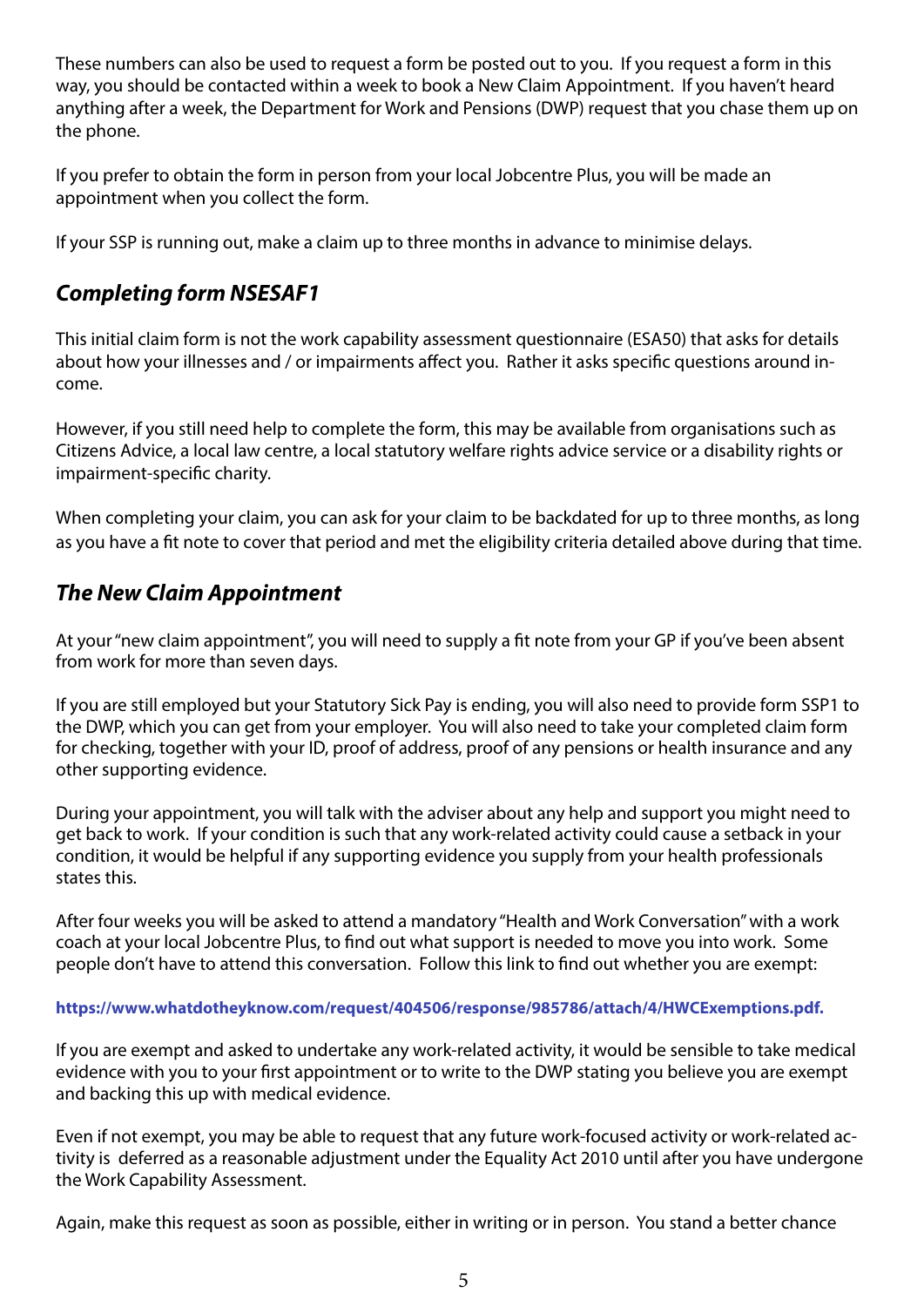These numbers can also be used to request a form be posted out to you. If you request a form in this way, you should be contacted within a week to book a New Claim Appointment. If you haven't heard anything after a week, the Department for Work and Pensions (DWP) request that you chase them up on the phone.

If you prefer to obtain the form in person from your local Jobcentre Plus, you will be made an appointment when you collect the form.

If your SSP is running out, make a claim up to three months in advance to minimise delays.

## *Completing form NSESAF1*

This initial claim form is not the work capability assessment questionnaire (ESA50) that asks for details about how your illnesses and / or impairments affect you. Rather it asks specific questions around income.

However, if you still need help to complete the form, this may be available from organisations such as Citizens Advice, a local law centre, a local statutory welfare rights advice service or a disability rights or impairment-specific charity.

When completing your claim, you can ask for your claim to be backdated for up to three months, as long as you have a fit note to cover that period and met the eligibility criteria detailed above during that time.

## *The New Claim Appointment*

At your "new claim appointment", you will need to supply a fit note from your GP if you've been absent from work for more than seven days.

If you are still employed but your Statutory Sick Pay is ending, you will also need to provide form SSP1 to the DWP, which you can get from your employer. You will also need to take your completed claim form for checking, together with your ID, proof of address, proof of any pensions or health insurance and any other supporting evidence.

During your appointment, you will talk with the adviser about any help and support you might need to get back to work. If your condition is such that any work-related activity could cause a setback in your condition, it would be helpful if any supporting evidence you supply from your health professionals states this.

After four weeks you will be asked to attend a mandatory "Health and Work Conversation" with a work coach at your local Jobcentre Plus, to find out what support is needed to move you into work. Some people don't have to attend this conversation. Follow this link to find out whether you are exempt:

**https://www.whatdotheyknow.com/request/404506/response/985786/attach/4/HWCExemptions.pdf.**

If you are exempt and asked to undertake any work-related activity, it would be sensible to take medical evidence with you to your first appointment or to write to the DWP stating you believe you are exempt and backing this up with medical evidence.

Even if not exempt, you may be able to request that any future work-focused activity or work-related activity is deferred as a reasonable adjustment under the Equality Act 2010 until after you have undergone the Work Capability Assessment.

Again, make this request as soon as possible, either in writing or in person. You stand a better chance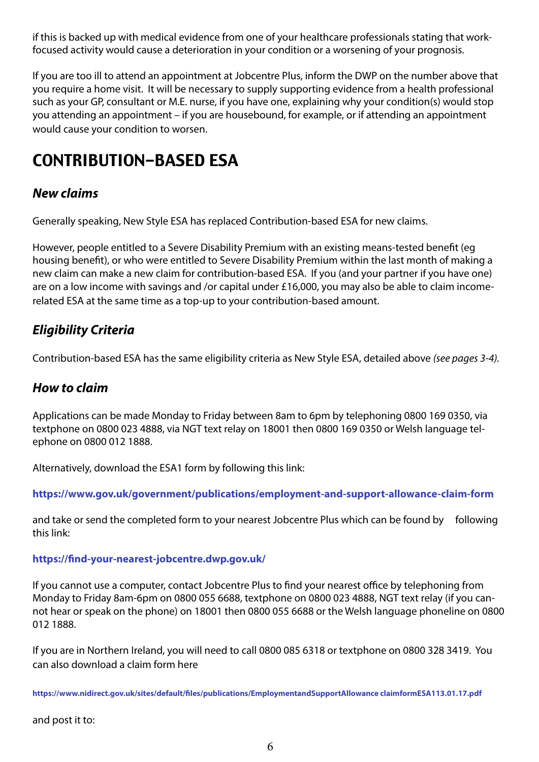if this is backed up with medical evidence from one of your healthcare professionals stating that work-focused activity would cause a deterioration in your condition or a worsening of your prognosis.

If you are too ill to attend an appointment at Jobcentre Plus, inform the DWP on the number above that you require a home visit. It will be necessary to supply supporting evidence from a health professional such as your GP, consultant or M.E. nurse, if you have one, explaining why your condition(s) would stop you attending an appointment – if you are housebound, for example, or if attending an appointment would cause your condition to worsen.

# CONTRIBUTION-BASED ESA

### *New claims*

Generally speaking, New Style ESA has replaced Contribution-based ESA for new claims.

However, people entitled to a Severe Disability Premium with an existing means-tested benefit (eg housing benefit), or who were entitled to Severe Disability Premium within the last month of making a new claim can make a new claim for contribution-based ESA. If you (and your partner if you have one) are on a low income with savings and /or capital under £16,000, you may also be able to claim income-related ESA at the same time as a top-up to your contribution-based amount.

### *Eligibility Criteria*

Contribution-based ESA has the same eligibility criteria as New Style ESA, detailed above *(see pages 3-4).*

### *How to claim*

Applications can be made Monday to Friday between 8am to 6pm by telephoning 0800 169 0350, via textphone on 0800 023 4888, via NGT text relay on 18001 then 0800 169 0350 or Welsh language telephone on 0800 012 1888.

Alternatively, download the ESA1 form by following this link:

**https://www.gov.uk/government/publications/employment-and-support-allowance-claim-form**

and take or send the completed form to your nearest Jobcentre Plus which can be found by following this link:

**https://find-your-nearest-jobcentre.dwp.gov.uk/**

If you cannot use a computer, contact Jobcentre Plus to find your nearest office by telephoning from Monday to Friday 8am-6pm on 0800 055 6688, textphone on 0800 023 4888, NGT text relay (if you cannot hear or speak on the phone) on 18001 then 0800 055 6688 or the Welsh language phoneline on 0800 012 1888.

If you are in Northern Ireland, you will need to call 0800 085 6318 or textphone on 0800 328 3419. You can also download a claim form here

**https://www.nidirect.gov.uk/sites/default/files/publications/EmploymentandSupportAllowance claimformESA113.01.17.pdf**

and post it to: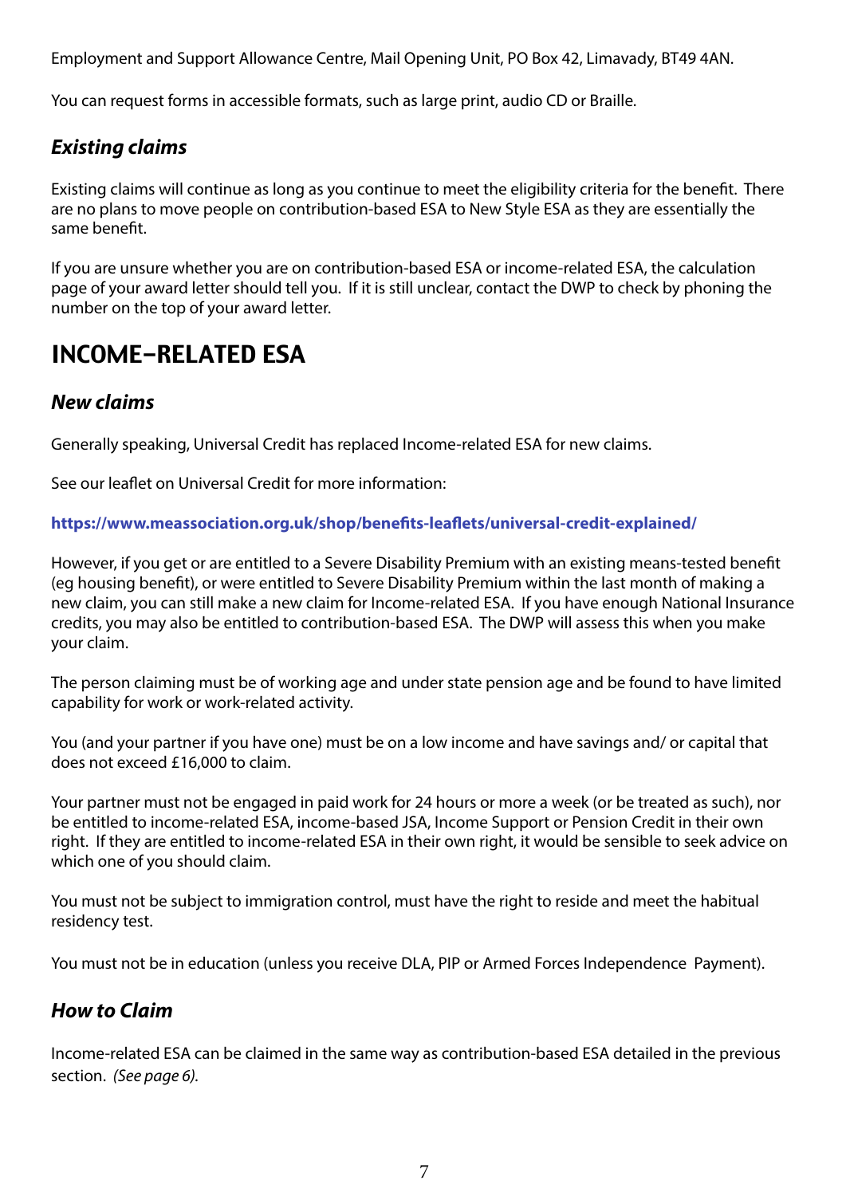Employment and Support Allowance Centre, Mail Opening Unit, PO Box 42, Limavady, BT49 4AN.

You can request forms in accessible formats, such as large print, audio CD or Braille.

### *Existing claims*

Existing claims will continue as long as you continue to meet the eligibility criteria for the benefit. There are no plans to move people on contribution-based ESA to New Style ESA as they are essentially the same benefit.

If you are unsure whether you are on contribution-based ESA or income-related ESA, the calculation page of your award letter should tell you. If it is still unclear, contact the DWP to check by phoning the number on the top of your award letter.

## INCOME–RELATED ESA

### *New claims*

Generally speaking, Universal Credit has replaced Income-related ESA for new claims.

See our leaflet on Universal Credit for more information:

**https://www.meassociation.org.uk/shop/benefits-leaflets/universal-credit-explained/**

However, if you get or are entitled to a Severe Disability Premium with an existing means-tested benefit (eg housing benefit), or were entitled to Severe Disability Premium within the last month of making a new claim, you can still make a new claim for Income-related ESA. If you have enough National Insurance credits, you may also be entitled to contribution-based ESA. The DWP will assess this when you make your claim.

The person claiming must be of working age and under state pension age and be found to have limited capability for work or work-related activity.

You (and your partner if you have one) must be on a low income and have savings and/ or capital that does not exceed £16,000 to claim.

Your partner must not be engaged in paid work for 24 hours or more a week (or be treated as such), nor be entitled to income-related ESA, income-based JSA, Income Support or Pension Credit in their own right. If they are entitled to income-related ESA in their own right, it would be sensible to seek advice on which one of you should claim.

You must not be subject to immigration control, must have the right to reside and meet the habitual residency test.

You must not be in education (unless you receive DLA, PIP or Armed Forces Independence Payment).

### *How to Claim*

Income-related ESA can be claimed in the same way as contribution-based ESA detailed in the previous section. *(See page 6).*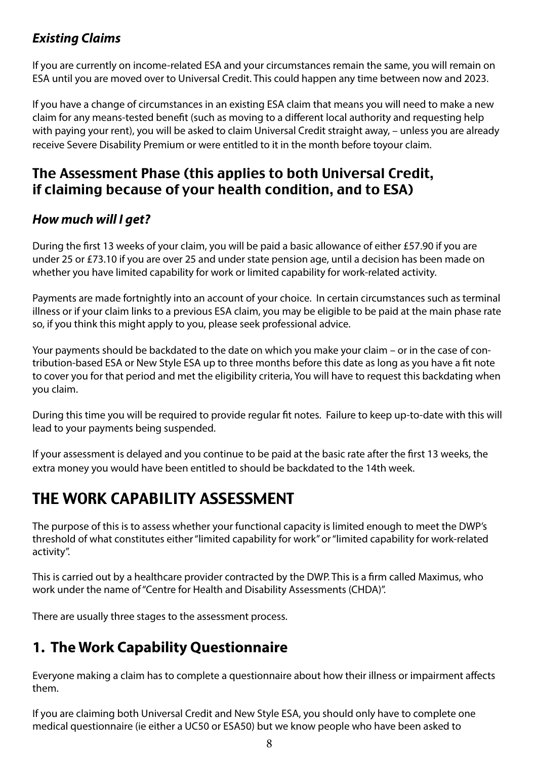### *Existing Claims*

If you are currently on income-related ESA and your circumstances remain the same, you will remain on ESA until you are moved over to Universal Credit. This could happen any time between now and 2023.

If you have a change of circumstances in an existing ESA claim that means you will need to make a new claim for any means-tested benefit (such as moving to a different local authority and requesting help with paying your rent), you will be asked to claim Universal Credit straight away, – unless you are already receive Severe Disability Premium or were entitled to it in the month before toyour claim.

## The Assessment Phase (this applies to both Universal Credit, if claiming because of your health condition, and to ESA)

### *How much will I get?*

During the first 13 weeks of your claim, you will be paid a basic allowance of either £57.90 if you are under 25 or £73.10 if you are over 25 and under state pension age, until a decision has been made on whether you have limited capability for work or limited capability for work-related activity.

Payments are made fortnightly into an account of your choice. In certain circumstances such as terminal illness or if your claim links to a previous ESA claim, you may be eligible to be paid at the main phase rate so, if you think this might apply to you, please seek professional advice.

Your payments should be backdated to the date on which you make your claim – or in the case of contribution-based ESA or New Style ESA up to three months before this date as long as you have a fit note to cover you for that period and met the eligibility criteria, You will have to request this backdating when you claim.

During this time you will be required to provide regular fit notes. Failure to keep up-to-date with this will lead to your payments being suspended.

If your assessment is delayed and you continue to be paid at the basic rate after the first 13 weeks, the extra money you would have been entitled to should be backdated to the 14th week.

# THE WORK CAPABILITY ASSESSMENT

The purpose of this is to assess whether your functional capacity is limited enough to meet the DWP's threshold of what constitutes either "limited capability for work" or "limited capability for work-related activity".

This is carried out by a healthcare provider contracted by the DWP. This is a firm called Maximus, who work under the name of "Centre for Health and Disability Assessments (CHDA)".

There are usually three stages to the assessment process.

## 1. The Work Capability Questionnaire

Everyone making a claim has to complete a questionnaire about how their illness or impairment affects them.

If you are claiming both Universal Credit and New Style ESA, you should only have to complete one medical questionnaire (ie either a UC50 or ESA50) but we know people who have been asked to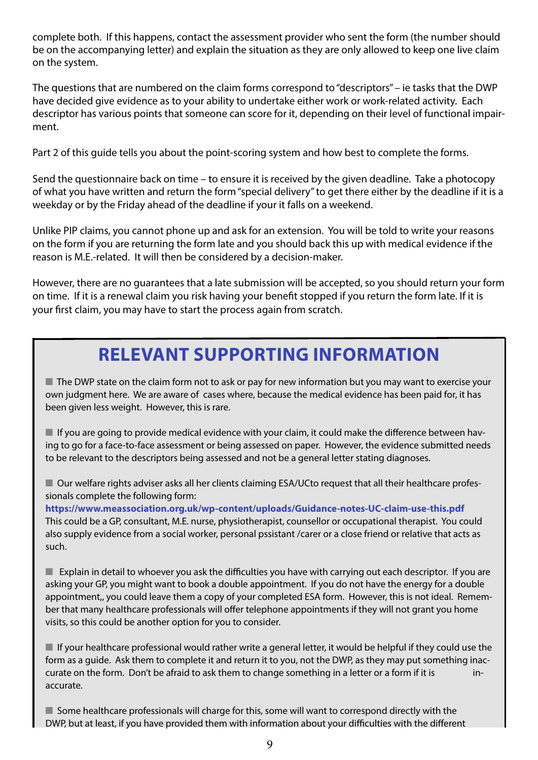complete both. If this happens, contact the assessment provider who sent the form (the number should be on the accompanying letter) and explain the situation as they are only allowed to keep one live claim on the system.

The questions that are numbered on the claim forms correspond to "descriptors" – ie tasks that the DWP have decided give evidence as to your ability to undertake either work or work-related activity. Each descriptor has various points that someone can score for it, depending on their level of functional impairment.

Part 2 of this guide tells you about the point-scoring system and how best to complete the forms.

Send the questionnaire back on time – to ensure it is received by the given deadline. Take a photocopy of what you have written and return the form "special delivery" to get there either by the deadline if it is a weekday or by the Friday ahead of the deadline if your it falls on a weekend.

Unlike PIP claims, you cannot phone up and ask for an extension. You will be told to write your reasons on the form if you are returning the form late and you should back this up with medical evidence if the reason is M.E.-related. It will then be considered by a decision-maker.

However, there are no guarantees that a late submission will be accepted, so you should return your form on time. If it is a renewal claim you risk having your benefit stopped if you return the form late. If it is your first claim, you may have to start the process again from scratch.

## RELEVANT SUPPORTING INFORMATION

- The DWP state on the claim form not to ask or pay for new information but you may want to exercise your own judgment here. We are aware of cases where, because the medical evidence has been paid for, it has been given less weight. However, this is rare.

- If you are going to provide medical evidence with your claim, it could make the difference between having to go for a face-to-face assessment or being assessed on paper. However, the evidence submitted needs to be relevant to the descriptors being assessed and not be a general letter stating diagnoses.

- Our welfare rights adviser asks all her clients claiming ESA/UCto request that all their healthcare professionals complete the following form:
**https://www.meassociation.org.uk/wp-content/uploads/Guidance-notes-UC-claim-use-this.pdf**
This could be a GP, consultant, M.E. nurse, physiotherapist, counsellor or occupational therapist. You could also supply evidence from a social worker, personal pssistant /carer or a close friend or relative that acts as such.

- Explain in detail to whoever you ask the difficulties you have with carrying out each descriptor. If you are asking your GP, you might want to book a double appointment. If you do not have the energy for a double appointment,, you could leave them a copy of your completed ESA form. However, this is not ideal. Remember that many healthcare professionals will offer telephone appointments if they will not grant you home visits, so this could be another option for you to consider.

- If your healthcare professional would rather write a general letter, it would be helpful if they could use the form as a guide. Ask them to complete it and return it to you, not the DWP, as they may put something inaccurate on the form. Don't be afraid to ask them to change something in a letter or a form if it is inaccurate.

- Some healthcare professionals will charge for this, some will want to correspond directly with the DWP, but at least, if you have provided them with information about your difficulties with the different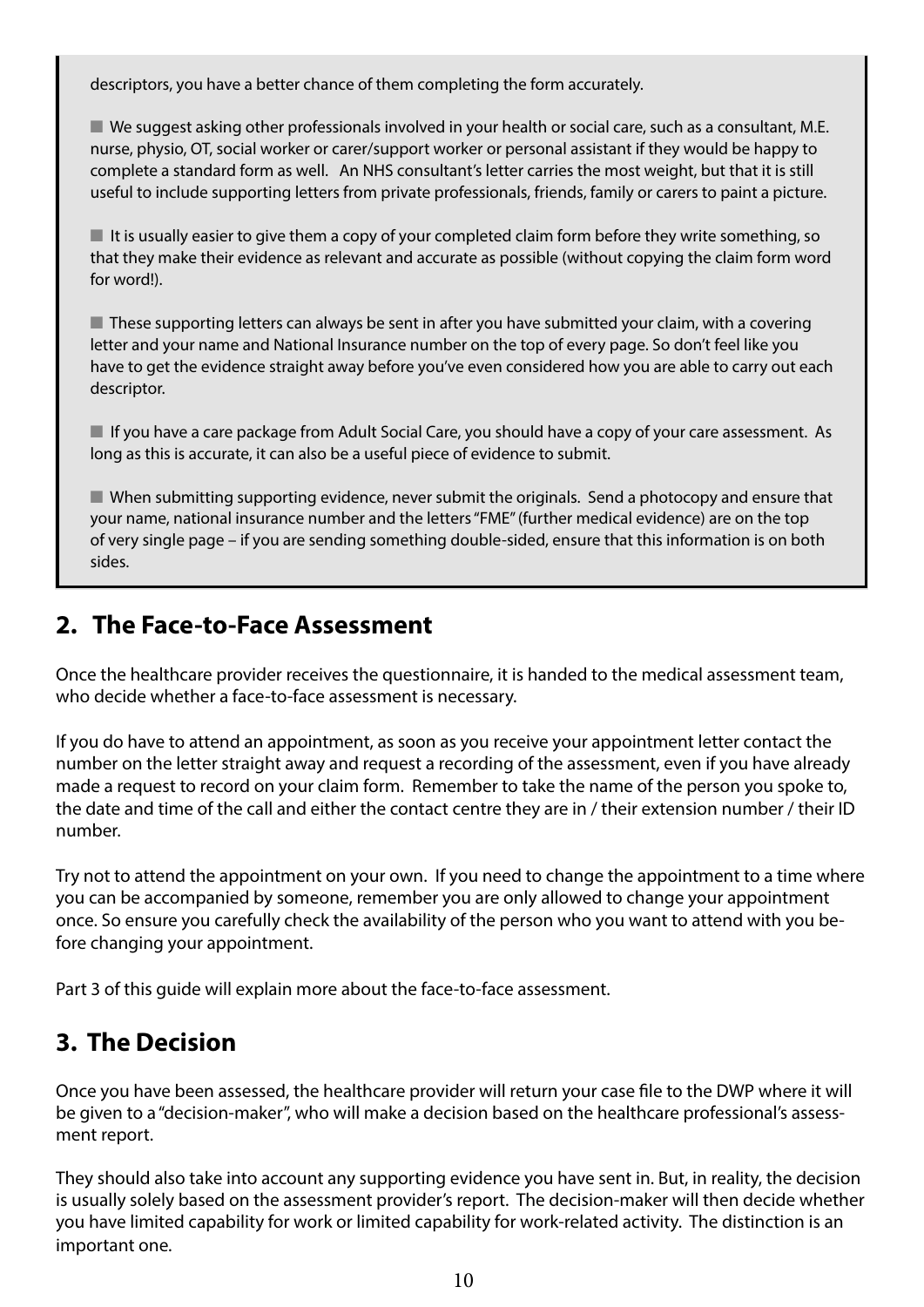descriptors, you have a better chance of them completing the form accurately.

- We suggest asking other professionals involved in your health or social care, such as a consultant, M.E. nurse, physio, OT, social worker or carer/support worker or personal assistant if they would be happy to complete a standard form as well. An NHS consultant's letter carries the most weight, but that it is still useful to include supporting letters from private professionals, friends, family or carers to paint a picture.

- It is usually easier to give them a copy of your completed claim form before they write something, so that they make their evidence as relevant and accurate as possible (without copying the claim form word for word!).

- These supporting letters can always be sent in after you have submitted your claim, with a covering letter and your name and National Insurance number on the top of every page. So don't feel like you have to get the evidence straight away before you've even considered how you are able to carry out each descriptor.

- If you have a care package from Adult Social Care, you should have a copy of your care assessment. As long as this is accurate, it can also be a useful piece of evidence to submit.

- When submitting supporting evidence, never submit the originals. Send a photocopy and ensure that your name, national insurance number and the letters "FME" (further medical evidence) are on the top of very single page – if you are sending something double-sided, ensure that this information is on both sides.

## 2. The Face-to-Face Assessment

Once the healthcare provider receives the questionnaire, it is handed to the medical assessment team, who decide whether a face-to-face assessment is necessary.

If you do have to attend an appointment, as soon as you receive your appointment letter contact the number on the letter straight away and request a recording of the assessment, even if you have already made a request to record on your claim form. Remember to take the name of the person you spoke to, the date and time of the call and either the contact centre they are in / their extension number / their ID number.

Try not to attend the appointment on your own. If you need to change the appointment to a time where you can be accompanied by someone, remember you are only allowed to change your appointment once. So ensure you carefully check the availability of the person who you want to attend with you before changing your appointment.

Part 3 of this guide will explain more about the face-to-face assessment.

## 3. The Decision

Once you have been assessed, the healthcare provider will return your case file to the DWP where it will be given to a "decision-maker", who will make a decision based on the healthcare professional's assessment report.

They should also take into account any supporting evidence you have sent in. But, in reality, the decision is usually solely based on the assessment provider's report. The decision-maker will then decide whether you have limited capability for work or limited capability for work-related activity. The distinction is an important one.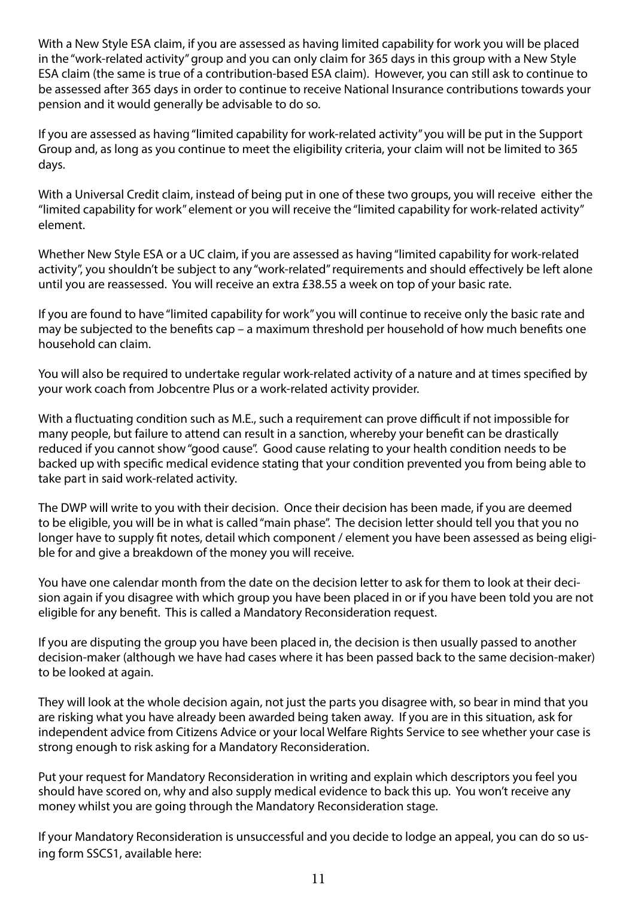With a New Style ESA claim, if you are assessed as having limited capability for work you will be placed in the "work-related activity" group and you can only claim for 365 days in this group with a New Style ESA claim (the same is true of a contribution-based ESA claim). However, you can still ask to continue to be assessed after 365 days in order to continue to receive National Insurance contributions towards your pension and it would generally be advisable to do so.

If you are assessed as having "limited capability for work-related activity" you will be put in the Support Group and, as long as you continue to meet the eligibility criteria, your claim will not be limited to 365 days.

With a Universal Credit claim, instead of being put in one of these two groups, you will receive either the "limited capability for work" element or you will receive the "limited capability for work-related activity" element.

Whether New Style ESA or a UC claim, if you are assessed as having "limited capability for work-related activity", you shouldn't be subject to any "work-related" requirements and should effectively be left alone until you are reassessed. You will receive an extra £38.55 a week on top of your basic rate.

If you are found to have "limited capability for work" you will continue to receive only the basic rate and may be subjected to the benefits cap – a maximum threshold per household of how much benefits one household can claim.

You will also be required to undertake regular work-related activity of a nature and at times specified by your work coach from Jobcentre Plus or a work-related activity provider.

With a fluctuating condition such as M.E., such a requirement can prove difficult if not impossible for many people, but failure to attend can result in a sanction, whereby your benefit can be drastically reduced if you cannot show "good cause". Good cause relating to your health condition needs to be backed up with specific medical evidence stating that your condition prevented you from being able to take part in said work-related activity.

The DWP will write to you with their decision. Once their decision has been made, if you are deemed to be eligible, you will be in what is called "main phase". The decision letter should tell you that you no longer have to supply fit notes, detail which component / element you have been assessed as being eligible for and give a breakdown of the money you will receive.

You have one calendar month from the date on the decision letter to ask for them to look at their decision again if you disagree with which group you have been placed in or if you have been told you are not eligible for any benefit. This is called a Mandatory Reconsideration request.

If you are disputing the group you have been placed in, the decision is then usually passed to another decision-maker (although we have had cases where it has been passed back to the same decision-maker) to be looked at again.

They will look at the whole decision again, not just the parts you disagree with, so bear in mind that you are risking what you have already been awarded being taken away. If you are in this situation, ask for independent advice from Citizens Advice or your local Welfare Rights Service to see whether your case is strong enough to risk asking for a Mandatory Reconsideration.

Put your request for Mandatory Reconsideration in writing and explain which descriptors you feel you should have scored on, why and also supply medical evidence to back this up. You won't receive any money whilst you are going through the Mandatory Reconsideration stage.

If your Mandatory Reconsideration is unsuccessful and you decide to lodge an appeal, you can do so using form SSCS1, available here: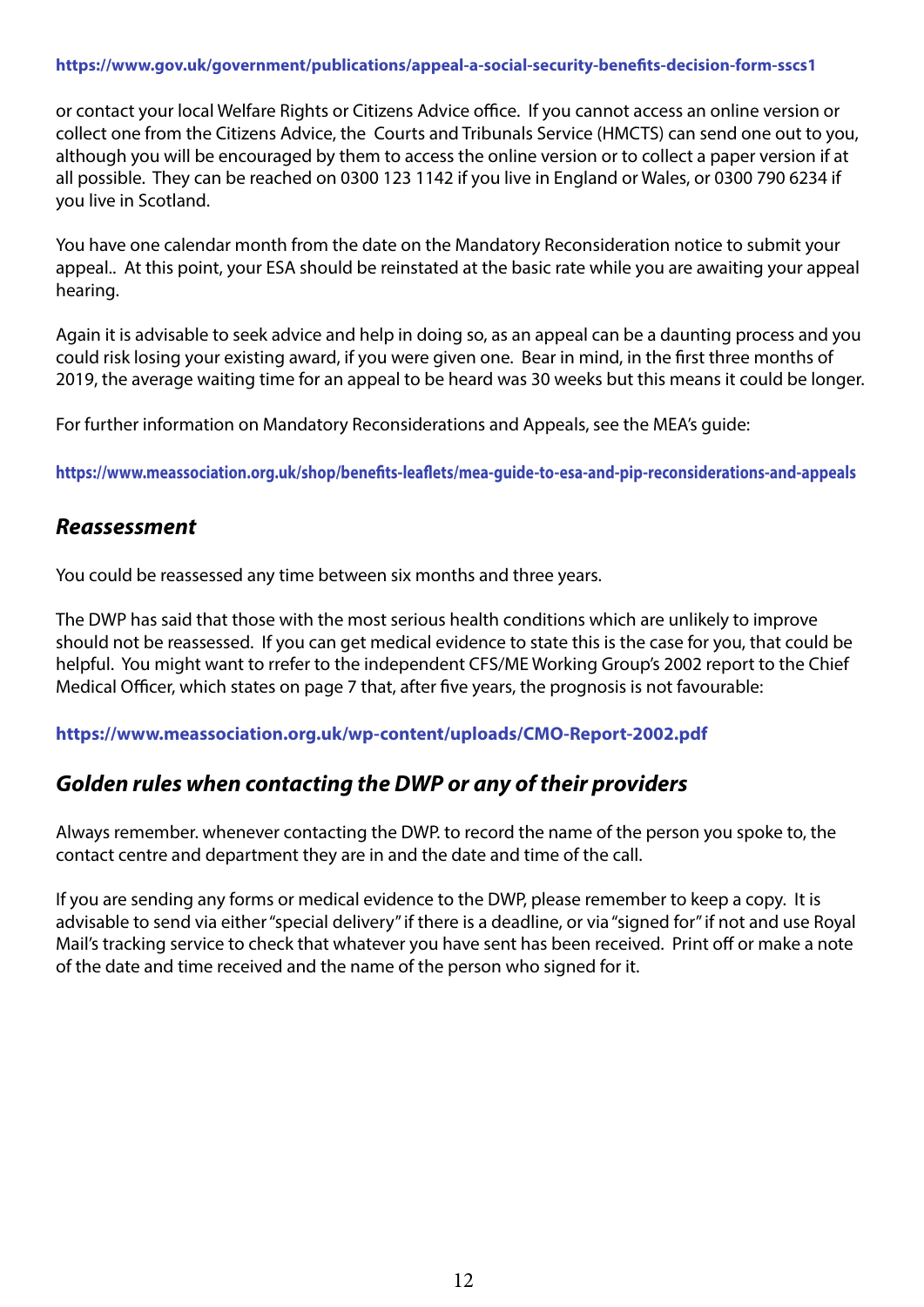**https://www.gov.uk/government/publications/appeal-a-social-security-benefits-decision-form-sscs1**

or contact your local Welfare Rights or Citizens Advice office. If you cannot access an online version or collect one from the Citizens Advice, the Courts and Tribunals Service (HMCTS) can send one out to you, although you will be encouraged by them to access the online version or to collect a paper version if at all possible. They can be reached on 0300 123 1142 if you live in England or Wales, or 0300 790 6234 if you live in Scotland.

You have one calendar month from the date on the Mandatory Reconsideration notice to submit your appeal.. At this point, your ESA should be reinstated at the basic rate while you are awaiting your appeal hearing.

Again it is advisable to seek advice and help in doing so, as an appeal can be a daunting process and you could risk losing your existing award, if you were given one. Bear in mind, in the first three months of 2019, the average waiting time for an appeal to be heard was 30 weeks but this means it could be longer.

For further information on Mandatory Reconsiderations and Appeals, see the MEA's guide:

**https://www.meassociation.org.uk/shop/benefits-leaflets/mea-guide-to-esa-and-pip-reconsiderations-and-appeals**

## *Reassessment*

You could be reassessed any time between six months and three years.

The DWP has said that those with the most serious health conditions which are unlikely to improve should not be reassessed. If you can get medical evidence to state this is the case for you, that could be helpful. You might want to rrefer to the independent CFS/ME Working Group's 2002 report to the Chief Medical Officer, which states on page 7 that, after five years, the prognosis is not favourable:

**https://www.meassociation.org.uk/wp-content/uploads/CMO-Report-2002.pdf**

## *Golden rules when contacting the DWP or any of their providers*

Always remember. whenever contacting the DWP. to record the name of the person you spoke to, the contact centre and department they are in and the date and time of the call.

If you are sending any forms or medical evidence to the DWP, please remember to keep a copy. It is advisable to send via either "special delivery" if there is a deadline, or via "signed for" if not and use Royal Mail's tracking service to check that whatever you have sent has been received. Print off or make a note of the date and time received and the name of the person who signed for it.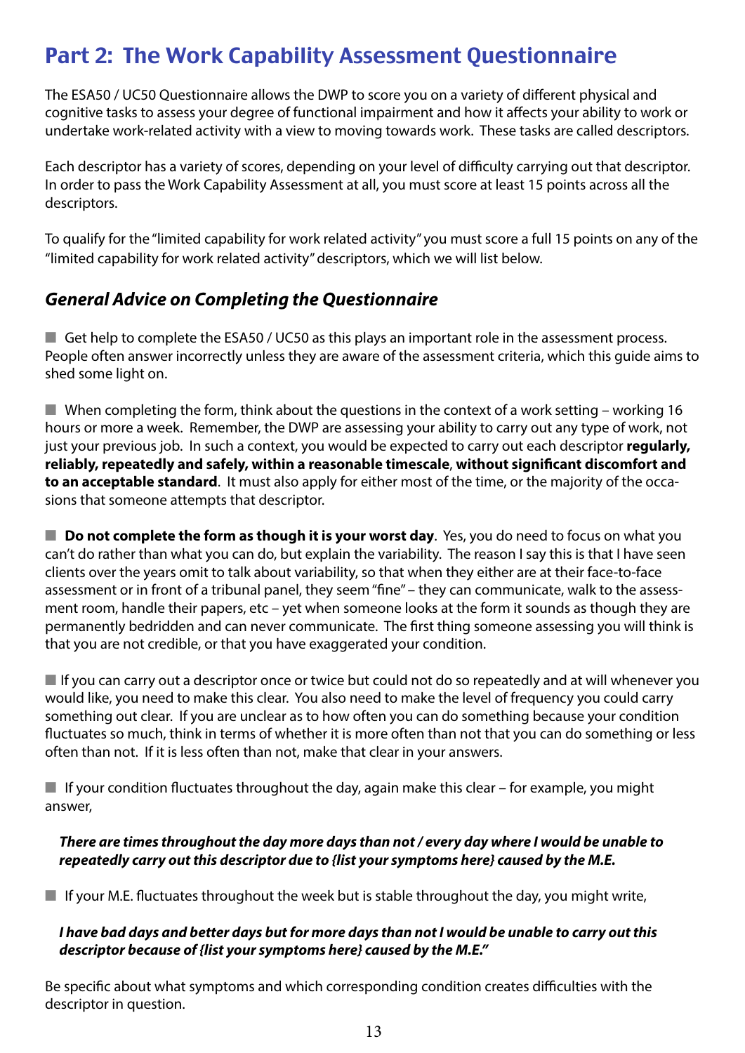# Part 2: The Work Capability Assessment Questionnaire

The ESA50 / UC50 Questionnaire allows the DWP to score you on a variety of different physical and cognitive tasks to assess your degree of functional impairment and how it affects your ability to work or undertake work-related activity with a view to moving towards work. These tasks are called descriptors.

Each descriptor has a variety of scores, depending on your level of difficulty carrying out that descriptor. In order to pass the Work Capability Assessment at all, you must score at least 15 points across all the descriptors.

To qualify for the "limited capability for work related activity" you must score a full 15 points on any of the "limited capability for work related activity" descriptors, which we will list below.

## *General Advice on Completing the Questionnaire*

- Get help to complete the ESA50 / UC50 as this plays an important role in the assessment process. People often answer incorrectly unless they are aware of the assessment criteria, which this guide aims to shed some light on.

- When completing the form, think about the questions in the context of a work setting – working 16 hours or more a week. Remember, the DWP are assessing your ability to carry out any type of work, not just your previous job. In such a context, you would be expected to carry out each descriptor **regularly, reliably, repeatedly and safely, within a reasonable timescale**, **without significant discomfort and to an acceptable standard**. It must also apply for either most of the time, or the majority of the occasions that someone attempts that descriptor.

- **Do not complete the form as though it is your worst day**. Yes, you do need to focus on what you can't do rather than what you can do, but explain the variability. The reason I say this is that I have seen clients over the years omit to talk about variability, so that when they either are at their face-to-face assessment or in front of a tribunal panel, they seem "fine" – they can communicate, walk to the assessment room, handle their papers, etc – yet when someone looks at the form it sounds as though they are permanently bedridden and can never communicate. The first thing someone assessing you will think is that you are not credible, or that you have exaggerated your condition.

- If you can carry out a descriptor once or twice but could not do so repeatedly and at will whenever you would like, you need to make this clear. You also need to make the level of frequency you could carry something out clear. If you are unclear as to how often you can do something because your condition fluctuates so much, think in terms of whether it is more often than not that you can do something or less often than not. If it is less often than not, make that clear in your answers.

- If your condition fluctuates throughout the day, again make this clear – for example, you might answer,

  ***There are times throughout the day more days than not / every day where I would be unable to repeatedly carry out this descriptor due to {list your symptoms here} caused by the M.E.***

- If your M.E. fluctuates throughout the week but is stable throughout the day, you might write,

  ***I have bad days and better days but for more days than not I would be unable to carry out this descriptor because of {list your symptoms here} caused by the M.E."***

Be specific about what symptoms and which corresponding condition creates difficulties with the descriptor in question.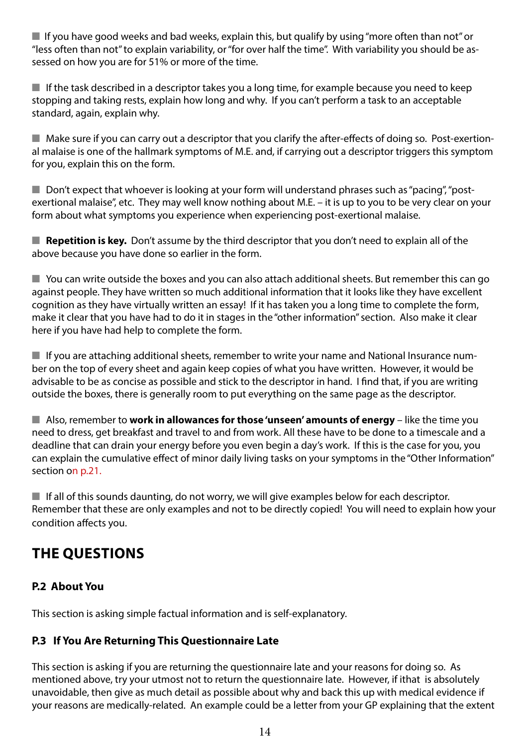- If you have good weeks and bad weeks, explain this, but qualify by using "more often than not" or "less often than not" to explain variability, or "for over half the time". With variability you should be assessed on how you are for 51% or more of the time.

- If the task described in a descriptor takes you a long time, for example because you need to keep stopping and taking rests, explain how long and why. If you can't perform a task to an acceptable standard, again, explain why.

- Make sure if you can carry out a descriptor that you clarify the after-effects of doing so. Post-exertional malaise is one of the hallmark symptoms of M.E. and, if carrying out a descriptor triggers this symptom for you, explain this on the form.

- Don't expect that whoever is looking at your form will understand phrases such as "pacing", "post-exertional malaise", etc. They may well know nothing about M.E. – it is up to you to be very clear on your form about what symptoms you experience when experiencing post-exertional malaise.

- **Repetition is key.** Don't assume by the third descriptor that you don't need to explain all of the above because you have done so earlier in the form.

- You can write outside the boxes and you can also attach additional sheets. But remember this can go against people. They have written so much additional information that it looks like they have excellent cognition as they have virtually written an essay! If it has taken you a long time to complete the form, make it clear that you have had to do it in stages in the "other information" section. Also make it clear here if you have had help to complete the form.

- If you are attaching additional sheets, remember to write your name and National Insurance number on the top of every sheet and again keep copies of what you have written. However, it would be advisable to be as concise as possible and stick to the descriptor in hand. I find that, if you are writing outside the boxes, there is generally room to put everything on the same page as the descriptor.

- Also, remember to **work in allowances for those 'unseen' amounts of energy** – like the time you need to dress, get breakfast and travel to and from work. All these have to be done to a timescale and a deadline that can drain your energy before you even begin a day's work. If this is the case for you, you can explain the cumulative effect of minor daily living tasks on your symptoms in the "Other Information" section on p.21.

- If all of this sounds daunting, do not worry, we will give examples below for each descriptor. Remember that these are only examples and not to be directly copied! You will need to explain how your condition affects you.

## THE QUESTIONS

### P.2 About You

This section is asking simple factual information and is self-explanatory.

### P.3 If You Are Returning This Questionnaire Late

This section is asking if you are returning the questionnaire late and your reasons for doing so. As mentioned above, try your utmost not to return the questionnaire late. However, if ithat is absolutely unavoidable, then give as much detail as possible about why and back this up with medical evidence if your reasons are medically-related. An example could be a letter from your GP explaining that the extent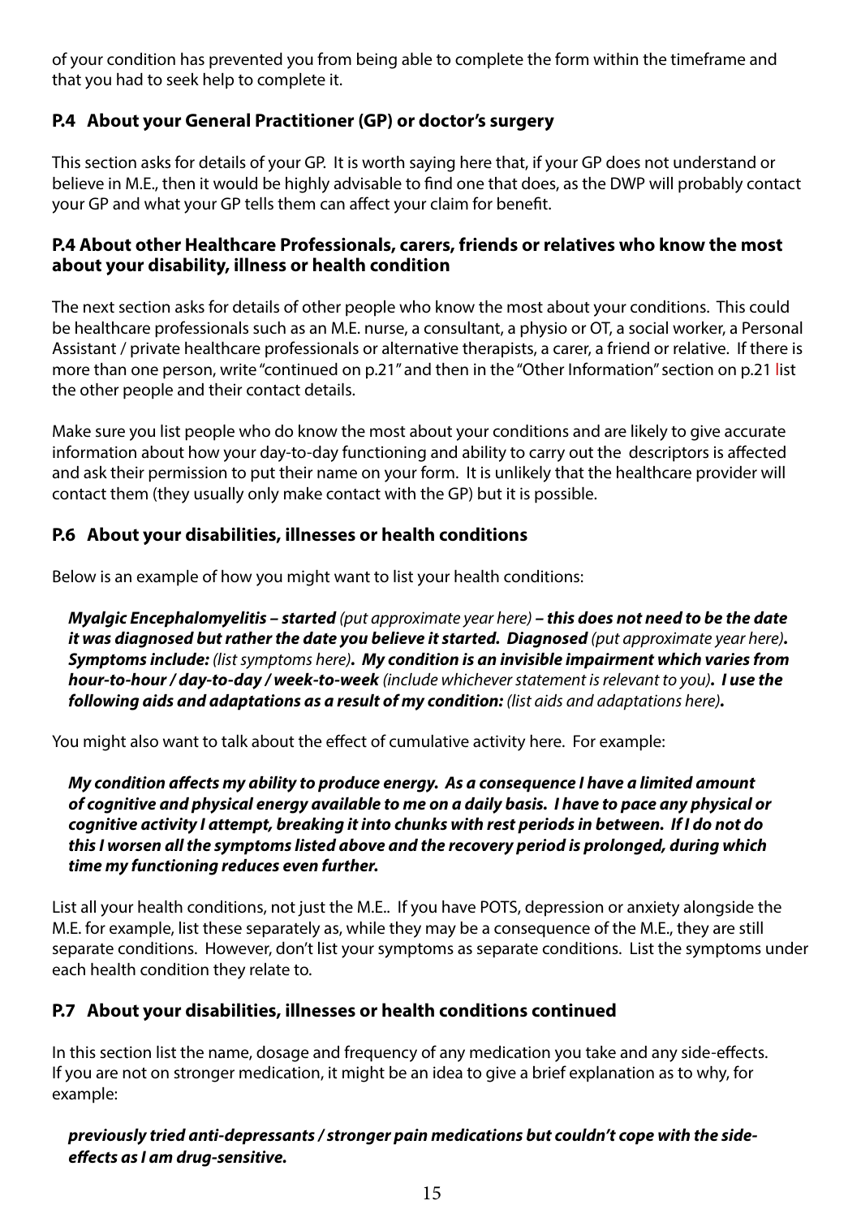of your condition has prevented you from being able to complete the form within the timeframe and that you had to seek help to complete it.

### P.4 About your General Practitioner (GP) or doctor's surgery

This section asks for details of your GP. It is worth saying here that, if your GP does not understand or believe in M.E., then it would be highly advisable to find one that does, as the DWP will probably contact your GP and what your GP tells them can affect your claim for benefit.

### P.4 About other Healthcare Professionals, carers, friends or relatives who know the most about your disability, illness or health condition

The next section asks for details of other people who know the most about your conditions. This could be healthcare professionals such as an M.E. nurse, a consultant, a physio or OT, a social worker, a Personal Assistant / private healthcare professionals or alternative therapists, a carer, a friend or relative. If there is more than one person, write "continued on p.21" and then in the "Other Information" section on p.21 list the other people and their contact details.

Make sure you list people who do know the most about your conditions and are likely to give accurate information about how your day-to-day functioning and ability to carry out the descriptors is affected and ask their permission to put their name on your form. It is unlikely that the healthcare provider will contact them (they usually only make contact with the GP) but it is possible.

### P.6 About your disabilities, illnesses or health conditions

Below is an example of how you might want to list your health conditions:

> ***Myalgic Encephalomyelitis – started*** *(put approximate year here)* ***– this does not need to be the date it was diagnosed but rather the date you believe it started. Diagnosed*** *(put approximate year here)****. Symptoms include:*** *(list symptoms here)****. My condition is an invisible impairment which varies from hour-to-hour / day-to-day / week-to-week*** *(include whichever statement is relevant to you)****. I use the following aids and adaptations as a result of my condition:*** *(list aids and adaptations here)****.***

You might also want to talk about the effect of cumulative activity here. For example:

> ***My condition affects my ability to produce energy. As a consequence I have a limited amount of cognitive and physical energy available to me on a daily basis. I have to pace any physical or cognitive activity I attempt, breaking it into chunks with rest periods in between. If I do not do this I worsen all the symptoms listed above and the recovery period is prolonged, during which time my functioning reduces even further.***

List all your health conditions, not just the M.E.. If you have POTS, depression or anxiety alongside the M.E. for example, list these separately as, while they may be a consequence of the M.E., they are still separate conditions. However, don't list your symptoms as separate conditions. List the symptoms under each health condition they relate to.

### P.7 About your disabilities, illnesses or health conditions continued

In this section list the name, dosage and frequency of any medication you take and any side-effects. If you are not on stronger medication, it might be an idea to give a brief explanation as to why, for example:

> ***previously tried anti-depressants / stronger pain medications but couldn't cope with the side-effects as I am drug-sensitive.***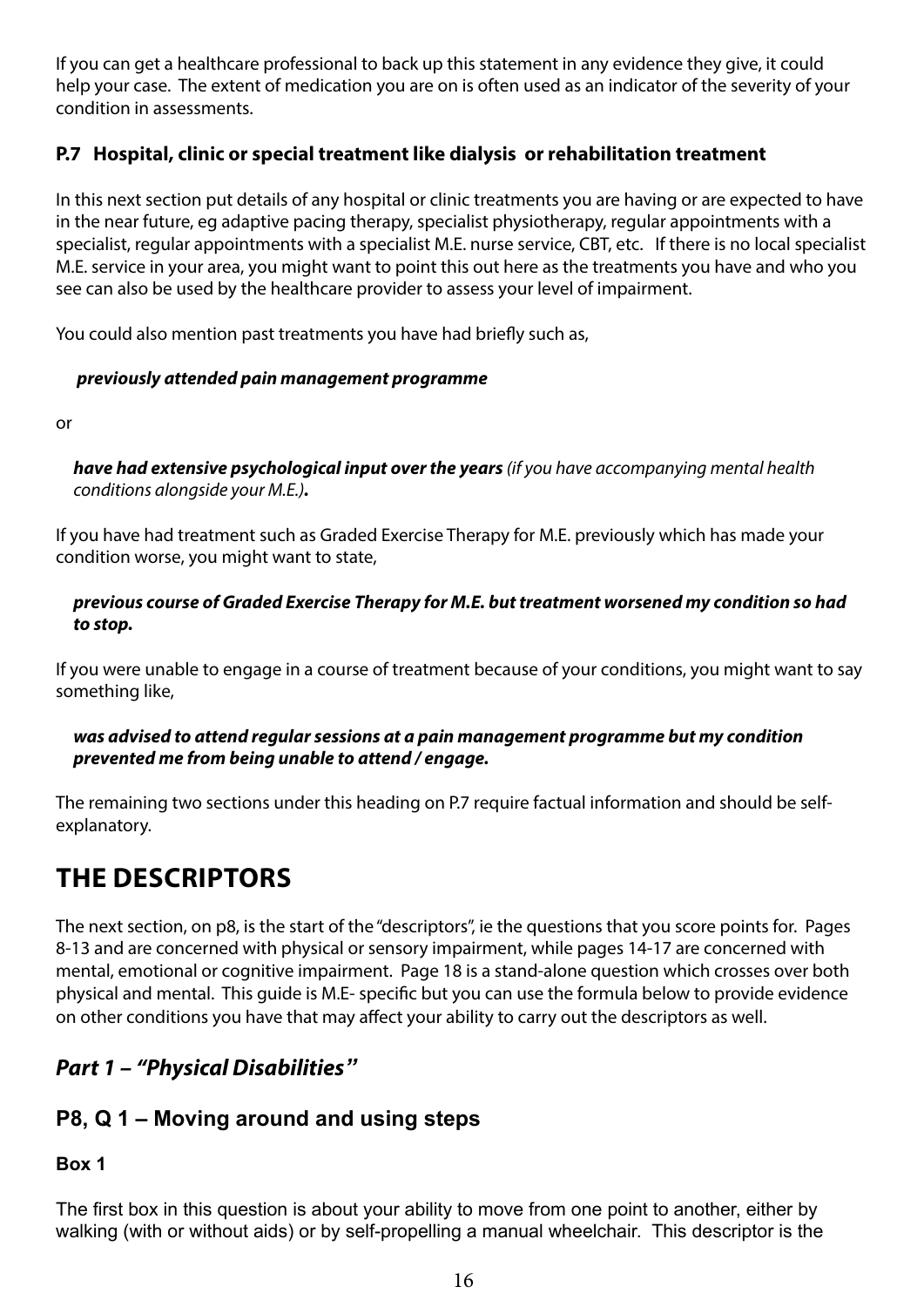If you can get a healthcare professional to back up this statement in any evidence they give, it could help your case. The extent of medication you are on is often used as an indicator of the severity of your condition in assessments.

### P.7 Hospital, clinic or special treatment like dialysis or rehabilitation treatment

In this next section put details of any hospital or clinic treatments you are having or are expected to have in the near future, eg adaptive pacing therapy, specialist physiotherapy, regular appointments with a specialist, regular appointments with a specialist M.E. nurse service, CBT, etc. If there is no local specialist M.E. service in your area, you might want to point this out here as the treatments you have and who you see can also be used by the healthcare provider to assess your level of impairment.

You could also mention past treatments you have had briefly such as,

> ***previously attended pain management programme***

or

> ***have had extensive psychological input over the years*** *(if you have accompanying mental health conditions alongside your M.E.)****.***

If you have had treatment such as Graded Exercise Therapy for M.E. previously which has made your condition worse, you might want to state,

> ***previous course of Graded Exercise Therapy for M.E. but treatment worsened my condition so had to stop.***

If you were unable to engage in a course of treatment because of your conditions, you might want to say something like,

> ***was advised to attend regular sessions at a pain management programme but my condition prevented me from being unable to attend / engage.***

The remaining two sections under this heading on P.7 require factual information and should be self-explanatory.

# THE DESCRIPTORS

The next section, on p8, is the start of the "descriptors", ie the questions that you score points for. Pages 8-13 and are concerned with physical or sensory impairment, while pages 14-17 are concerned with mental, emotional or cognitive impairment. Page 18 is a stand-alone question which crosses over both physical and mental. This guide is M.E- specific but you can use the formula below to provide evidence on other conditions you have that may affect your ability to carry out the descriptors as well.

## *Part 1 – "Physical Disabilities"*

### P8, Q 1 – Moving around and using steps

**Box 1**

The first box in this question is about your ability to move from one point to another, either by walking (with or without aids) or by self-propelling a manual wheelchair. This descriptor is the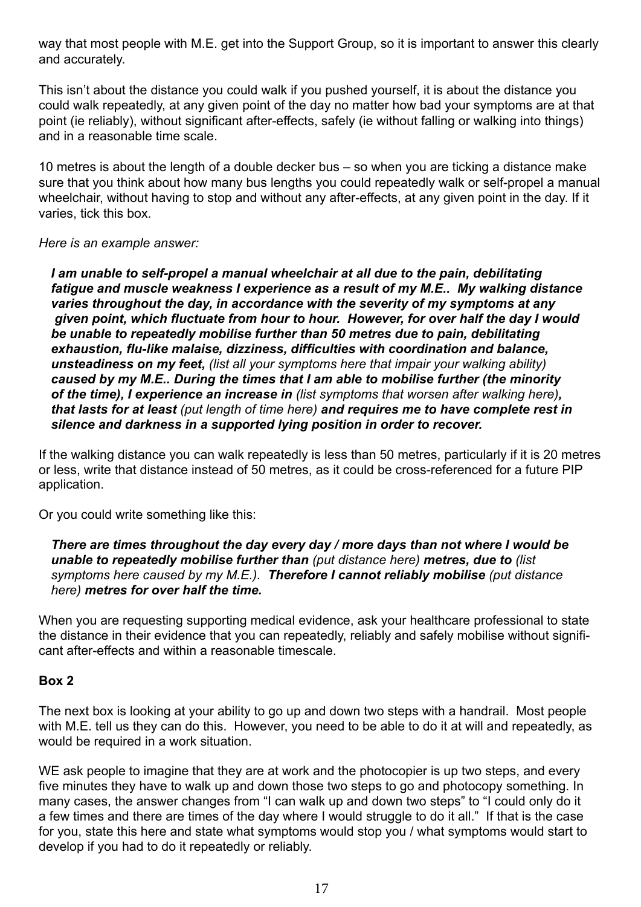way that most people with M.E. get into the Support Group, so it is important to answer this clearly and accurately.

This isn't about the distance you could walk if you pushed yourself, it is about the distance you could walk repeatedly, at any given point of the day no matter how bad your symptoms are at that point (ie reliably), without significant after-effects, safely (ie without falling or walking into things) and in a reasonable time scale.

10 metres is about the length of a double decker bus – so when you are ticking a distance make sure that you think about how many bus lengths you could repeatedly walk or self-propel a manual wheelchair, without having to stop and without any after-effects, at any given point in the day. If it varies, tick this box.

*Here is an example answer:*

> ***I am unable to self-propel a manual wheelchair at all due to the pain, debilitating fatigue and muscle weakness I experience as a result of my M.E.. My walking distance varies throughout the day, in accordance with the severity of my symptoms at any given point, which fluctuate from hour to hour. However, for over half the day I would be unable to repeatedly mobilise further than 50 metres due to pain, debilitating exhaustion, flu-like malaise, dizziness, difficulties with coordination and balance, unsteadiness on my feet,*** *(list all your symptoms here that impair your walking ability)* ***caused by my M.E.. During the times that I am able to mobilise further (the minority of the time), I experience an increase in*** *(list symptoms that worsen after walking here)****, that lasts for at least*** *(put length of time here)* ***and requires me to have complete rest in silence and darkness in a supported lying position in order to recover.***

If the walking distance you can walk repeatedly is less than 50 metres, particularly if it is 20 metres or less, write that distance instead of 50 metres, as it could be cross-referenced for a future PIP application.

Or you could write something like this:

> ***There are times throughout the day every day / more days than not where I would be unable to repeatedly mobilise further than*** *(put distance here)* ***metres, due to*** *(list symptoms here caused by my M.E.).* ***Therefore I cannot reliably mobilise*** *(put distance here)* ***metres for over half the time.***

When you are requesting supporting medical evidence, ask your healthcare professional to state the distance in their evidence that you can repeatedly, reliably and safely mobilise without significant after-effects and within a reasonable timescale.

**Box 2**

The next box is looking at your ability to go up and down two steps with a handrail. Most people with M.E. tell us they can do this. However, you need to be able to do it at will and repeatedly, as would be required in a work situation.

WE ask people to imagine that they are at work and the photocopier is up two steps, and every five minutes they have to walk up and down those two steps to go and photocopy something. In many cases, the answer changes from "I can walk up and down two steps" to "I could only do it a few times and there are times of the day where I would struggle to do it all." If that is the case for you, state this here and state what symptoms would stop you / what symptoms would start to develop if you had to do it repeatedly or reliably.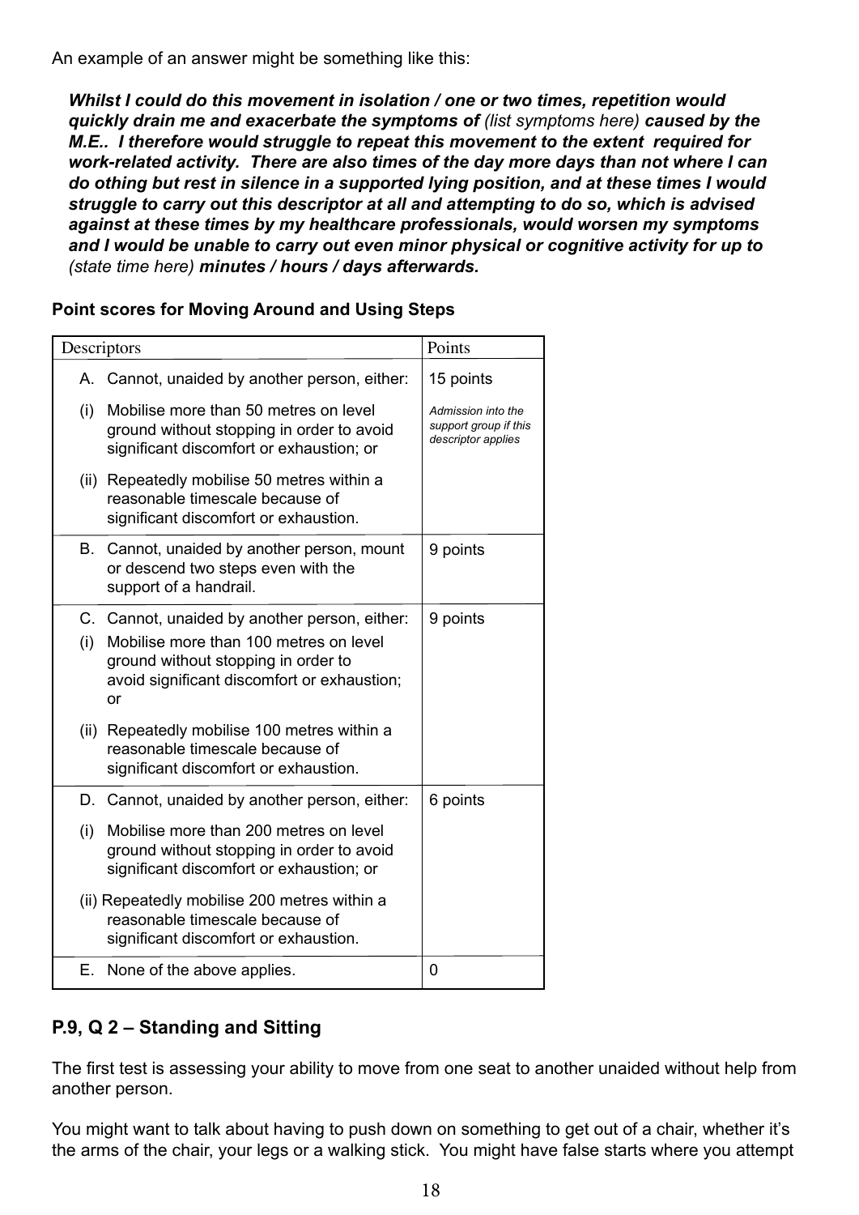An example of an answer might be something like this:

***Whilst I could do this movement in isolation / one or two times, repetition would quickly drain me and exacerbate the symptoms of*** *(list symptoms here)* ***caused by the M.E.. I therefore would struggle to repeat this movement to the extent required for work-related activity. There are also times of the day more days than not where I can do othing but rest in silence in a supported lying position, and at these times I would struggle to carry out this descriptor at all and attempting to do so, which is advised against at these times by my healthcare professionals, would worsen my symptoms and I would be unable to carry out even minor physical or cognitive activity for up to*** *(state time here)* ***minutes / hours / days afterwards.***

**Point scores for Moving Around and Using Steps**

| Descriptors | Points |
|---|---|
| A. Cannot, unaided by another person, either:<br>(i) Mobilise more than 50 metres on level ground without stopping in order to avoid significant discomfort or exhaustion; or<br>(ii) Repeatedly mobilise 50 metres within a reasonable timescale because of significant discomfort or exhaustion. | 15 points<br>*Admission into the support group if this descriptor applies* |
| B. Cannot, unaided by another person, mount or descend two steps even with the support of a handrail. | 9 points |
| C. Cannot, unaided by another person, either:<br>(i) Mobilise more than 100 metres on level ground without stopping in order to avoid significant discomfort or exhaustion; or<br>(ii) Repeatedly mobilise 100 metres within a reasonable timescale because of significant discomfort or exhaustion. | 9 points |
| D. Cannot, unaided by another person, either:<br>(i) Mobilise more than 200 metres on level ground without stopping in order to avoid significant discomfort or exhaustion; or<br>(ii) Repeatedly mobilise 200 metres within a reasonable timescale because of significant discomfort or exhaustion. | 6 points |
| E. None of the above applies. | 0 |

## P.9, Q 2 – Standing and Sitting

The first test is assessing your ability to move from one seat to another unaided without help from another person.

You might want to talk about having to push down on something to get out of a chair, whether it's the arms of the chair, your legs or a walking stick. You might have false starts where you attempt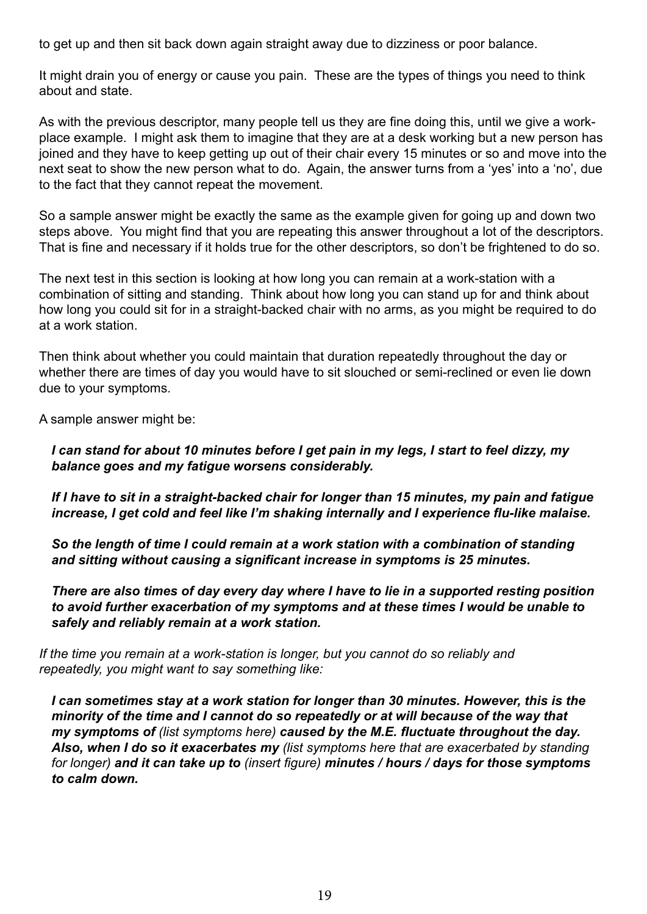to get up and then sit back down again straight away due to dizziness or poor balance.

It might drain you of energy or cause you pain. These are the types of things you need to think about and state.

As with the previous descriptor, many people tell us they are fine doing this, until we give a work-place example. I might ask them to imagine that they are at a desk working but a new person has joined and they have to keep getting up out of their chair every 15 minutes or so and move into the next seat to show the new person what to do. Again, the answer turns from a 'yes' into a 'no', due to the fact that they cannot repeat the movement.

So a sample answer might be exactly the same as the example given for going up and down two steps above. You might find that you are repeating this answer throughout a lot of the descriptors. That is fine and necessary if it holds true for the other descriptors, so don't be frightened to do so.

The next test in this section is looking at how long you can remain at a work-station with a combination of sitting and standing. Think about how long you can stand up for and think about how long you could sit for in a straight-backed chair with no arms, as you might be required to do at a work station.

Then think about whether you could maintain that duration repeatedly throughout the day or whether there are times of day you would have to sit slouched or semi-reclined or even lie down due to your symptoms.

A sample answer might be:

> ***I can stand for about 10 minutes before I get pain in my legs, I start to feel dizzy, my balance goes and my fatigue worsens considerably.***
>
> ***If I have to sit in a straight-backed chair for longer than 15 minutes, my pain and fatigue increase, I get cold and feel like I'm shaking internally and I experience flu-like malaise.***
>
> ***So the length of time I could remain at a work station with a combination of standing and sitting without causing a significant increase in symptoms is 25 minutes.***
>
> ***There are also times of day every day where I have to lie in a supported resting position to avoid further exacerbation of my symptoms and at these times I would be unable to safely and reliably remain at a work station.***

*If the time you remain at a work-station is longer, but you cannot do so reliably and repeatedly, you might want to say something like:*

> ***I can sometimes stay at a work station for longer than 30 minutes. However, this is the minority of the time and I cannot do so repeatedly or at will because of the way that my symptoms of*** *(list symptoms here)* ***caused by the M.E. fluctuate throughout the day. Also, when I do so it exacerbates my*** *(list symptoms here that are exacerbated by standing for longer)* ***and it can take up to*** *(insert figure)* ***minutes / hours / days for those symptoms to calm down.***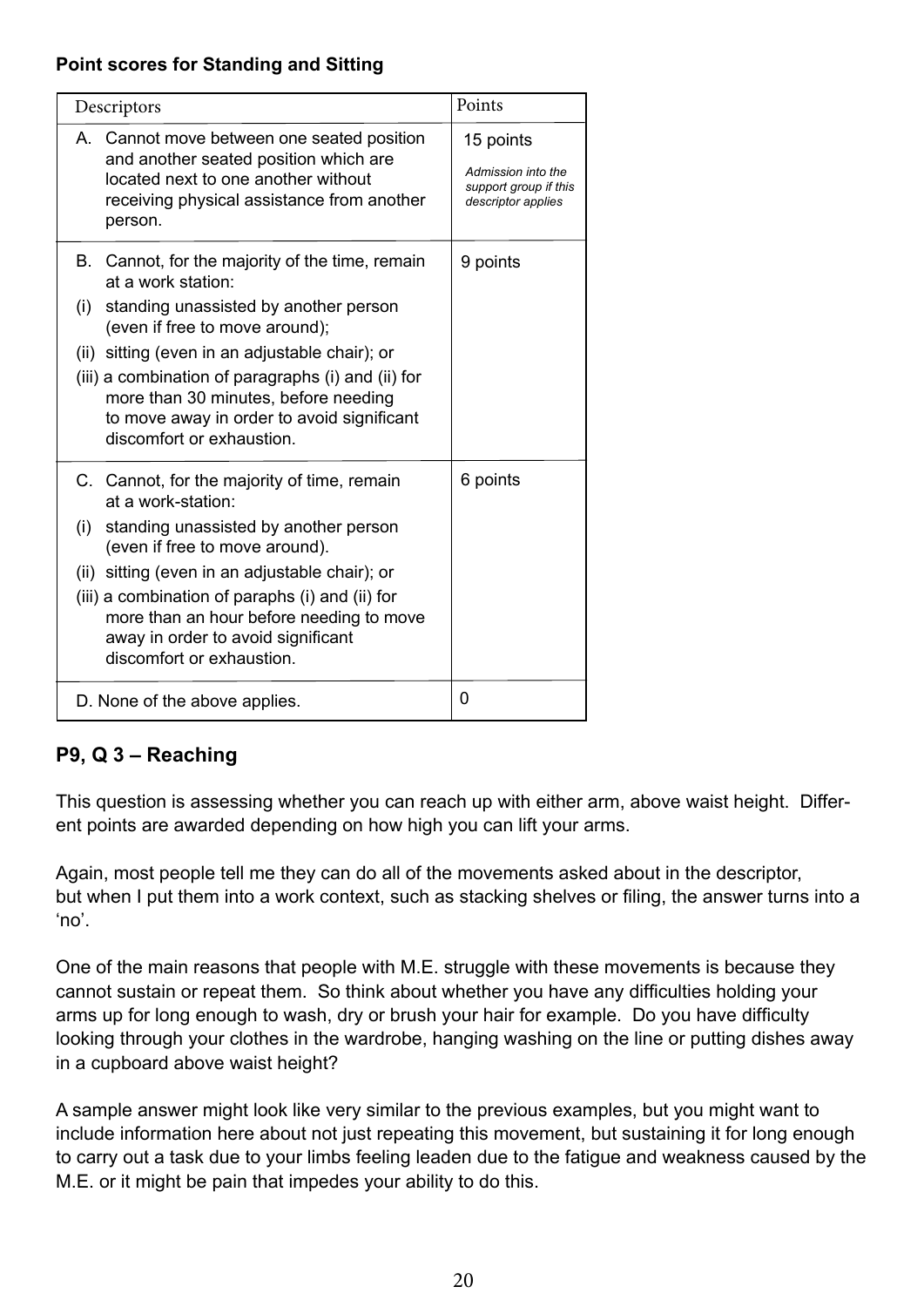**Point scores for Standing and Sitting**

| Descriptors | Points |
| --- | --- |
| A. Cannot move between one seated position and another seated position which are located next to one another without receiving physical assistance from another person. | 15 points<br>*Admission into the support group if this descriptor applies* |
| B. Cannot, for the majority of the time, remain at a work station:<br>(i) standing unassisted by another person (even if free to move around);<br>(ii) sitting (even in an adjustable chair); or<br>(iii) a combination of paragraphs (i) and (ii) for more than 30 minutes, before needing to move away in order to avoid significant discomfort or exhaustion. | 9 points |
| C. Cannot, for the majority of time, remain at a work-station:<br>(i) standing unassisted by another person (even if free to move around).<br>(ii) sitting (even in an adjustable chair); or<br>(iii) a combination of paraphs (i) and (ii) for more than an hour before needing to move away in order to avoid significant discomfort or exhaustion. | 6 points |
| D. None of the above applies. | 0 |

## P9, Q 3 – Reaching

This question is assessing whether you can reach up with either arm, above waist height. Different points are awarded depending on how high you can lift your arms.

Again, most people tell me they can do all of the movements asked about in the descriptor, but when I put them into a work context, such as stacking shelves or filing, the answer turns into a 'no'.

One of the main reasons that people with M.E. struggle with these movements is because they cannot sustain or repeat them. So think about whether you have any difficulties holding your arms up for long enough to wash, dry or brush your hair for example. Do you have difficulty looking through your clothes in the wardrobe, hanging washing on the line or putting dishes away in a cupboard above waist height?

A sample answer might look like very similar to the previous examples, but you might want to include information here about not just repeating this movement, but sustaining it for long enough to carry out a task due to your limbs feeling leaden due to the fatigue and weakness caused by the M.E. or it might be pain that impedes your ability to do this.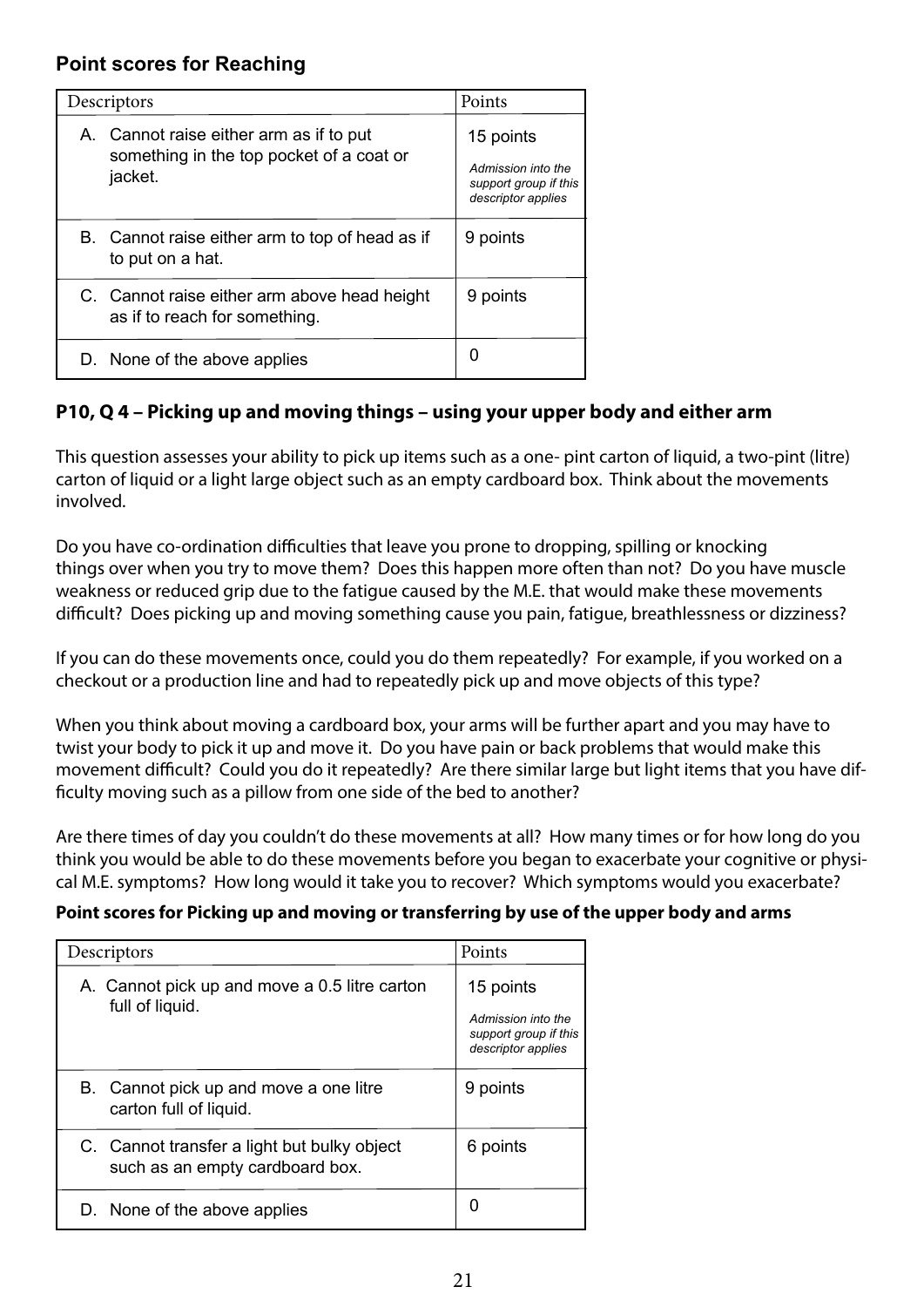## Point scores for Reaching

| Descriptors | Points |
|---|---|
| A. Cannot raise either arm as if to put something in the top pocket of a coat or jacket. | 15 points *Admission into the support group if this descriptor applies* |
| B. Cannot raise either arm to top of head as if to put on a hat. | 9 points |
| C. Cannot raise either arm above head height as if to reach for something. | 9 points |
| D. None of the above applies | 0 |

## P10, Q 4 – Picking up and moving things – using your upper body and either arm

This question assesses your ability to pick up items such as a one- pint carton of liquid, a two-pint (litre) carton of liquid or a light large object such as an empty cardboard box. Think about the movements involved.

Do you have co-ordination difficulties that leave you prone to dropping, spilling or knocking things over when you try to move them? Does this happen more often than not? Do you have muscle weakness or reduced grip due to the fatigue caused by the M.E. that would make these movements difficult? Does picking up and moving something cause you pain, fatigue, breathlessness or dizziness?

If you can do these movements once, could you do them repeatedly? For example, if you worked on a checkout or a production line and had to repeatedly pick up and move objects of this type?

When you think about moving a cardboard box, your arms will be further apart and you may have to twist your body to pick it up and move it. Do you have pain or back problems that would make this movement difficult? Could you do it repeatedly? Are there similar large but light items that you have difficulty moving such as a pillow from one side of the bed to another?

Are there times of day you couldn't do these movements at all? How many times or for how long do you think you would be able to do these movements before you began to exacerbate your cognitive or physical M.E. symptoms? How long would it take you to recover? Which symptoms would you exacerbate?

**Point scores for Picking up and moving or transferring by use of the upper body and arms**

| Descriptors | Points |
|---|---|
| A. Cannot pick up and move a 0.5 litre carton full of liquid. | 15 points *Admission into the support group if this descriptor applies* |
| B. Cannot pick up and move a one litre carton full of liquid. | 9 points |
| C. Cannot transfer a light but bulky object such as an empty cardboard box. | 6 points |
| D. None of the above applies | 0 |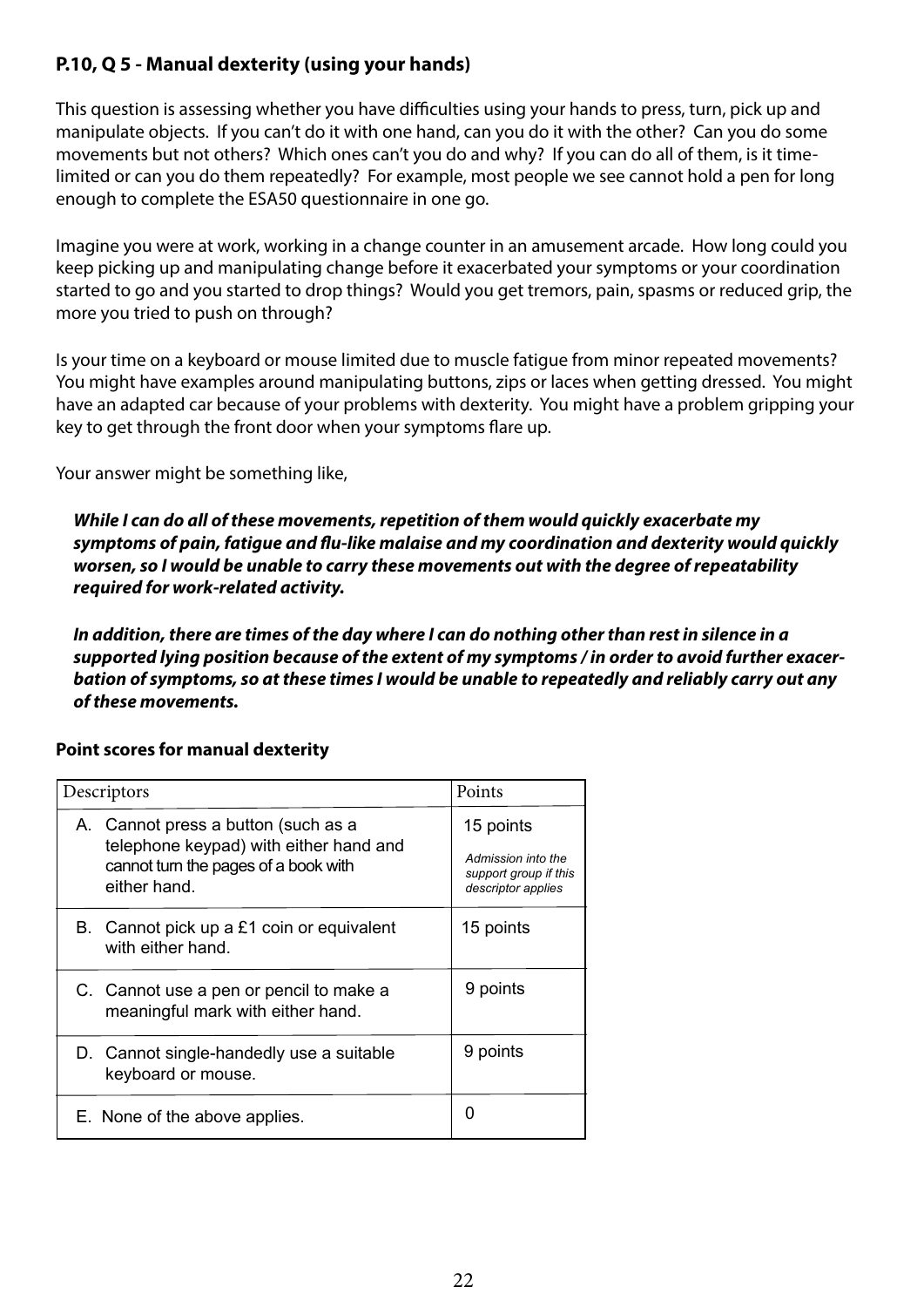### P.10, Q 5 - Manual dexterity (using your hands)

This question is assessing whether you have difficulties using your hands to press, turn, pick up and manipulate objects. If you can't do it with one hand, can you do it with the other? Can you do some movements but not others? Which ones can't you do and why? If you can do all of them, is it time-limited or can you do them repeatedly? For example, most people we see cannot hold a pen for long enough to complete the ESA50 questionnaire in one go.

Imagine you were at work, working in a change counter in an amusement arcade. How long could you keep picking up and manipulating change before it exacerbated your symptoms or your coordination started to go and you started to drop things? Would you get tremors, pain, spasms or reduced grip, the more you tried to push on through?

Is your time on a keyboard or mouse limited due to muscle fatigue from minor repeated movements? You might have examples around manipulating buttons, zips or laces when getting dressed. You might have an adapted car because of your problems with dexterity. You might have a problem gripping your key to get through the front door when your symptoms flare up.

Your answer might be something like,

***While I can do all of these movements, repetition of them would quickly exacerbate my symptoms of pain, fatigue and flu-like malaise and my coordination and dexterity would quickly worsen, so I would be unable to carry these movements out with the degree of repeatability required for work-related activity.***

***In addition, there are times of the day where I can do nothing other than rest in silence in a supported lying position because of the extent of my symptoms / in order to avoid further exacerbation of symptoms, so at these times I would be unable to repeatedly and reliably carry out any of these movements.***

**Point scores for manual dexterity**

| Descriptors | Points |
|---|---|
| A. Cannot press a button (such as a telephone keypad) with either hand and cannot turn the pages of a book with either hand. | 15 points<br>*Admission into the support group if this descriptor applies* |
| B. Cannot pick up a £1 coin or equivalent with either hand. | 15 points |
| C. Cannot use a pen or pencil to make a meaningful mark with either hand. | 9 points |
| D. Cannot single-handedly use a suitable keyboard or mouse. | 9 points |
| E. None of the above applies. | 0 |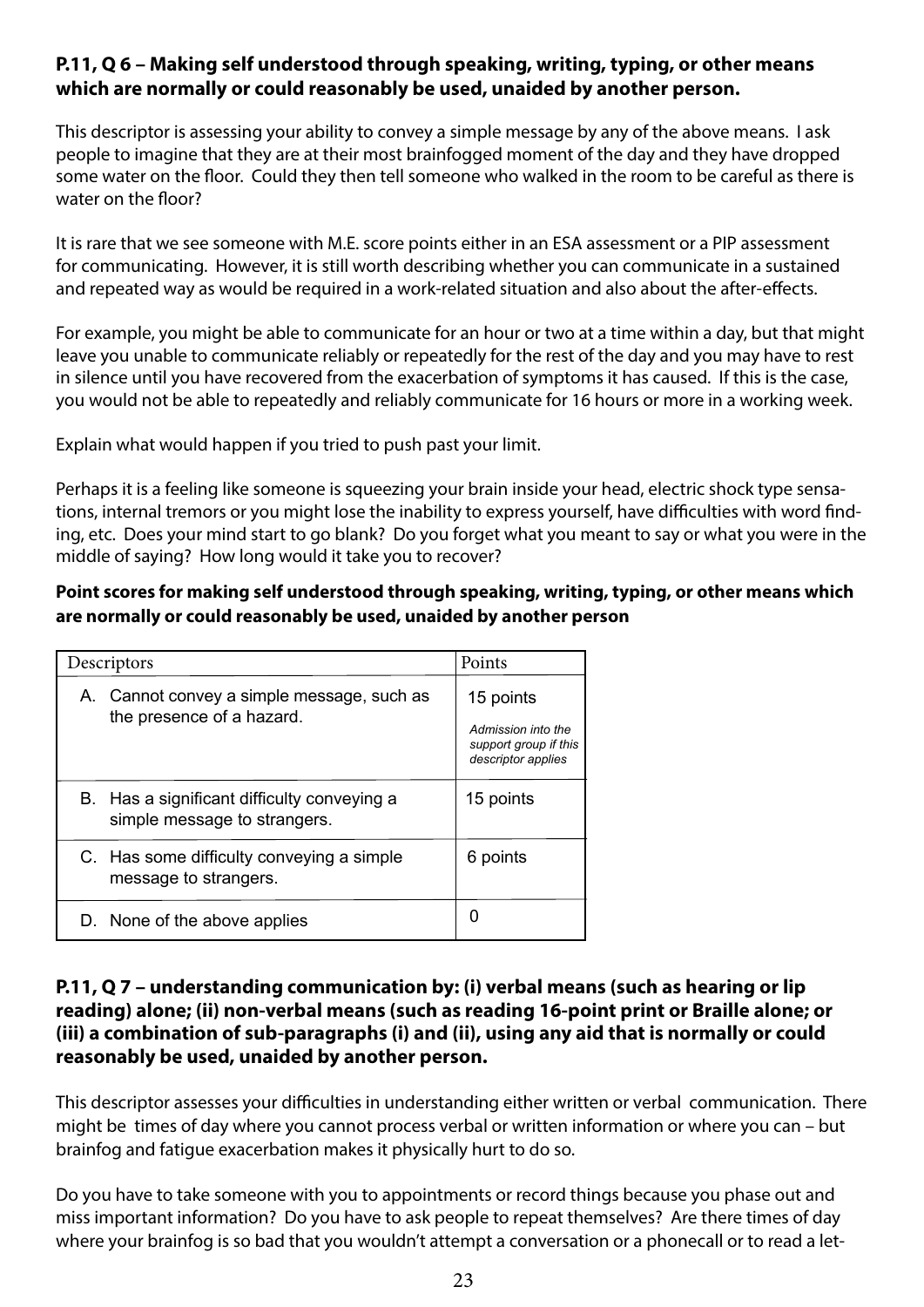### P.11, Q 6 – Making self understood through speaking, writing, typing, or other means which are normally or could reasonably be used, unaided by another person.

This descriptor is assessing your ability to convey a simple message by any of the above means. I ask people to imagine that they are at their most brainfogged moment of the day and they have dropped some water on the floor. Could they then tell someone who walked in the room to be careful as there is water on the floor?

It is rare that we see someone with M.E. score points either in an ESA assessment or a PIP assessment for communicating. However, it is still worth describing whether you can communicate in a sustained and repeated way as would be required in a work-related situation and also about the after-effects.

For example, you might be able to communicate for an hour or two at a time within a day, but that might leave you unable to communicate reliably or repeatedly for the rest of the day and you may have to rest in silence until you have recovered from the exacerbation of symptoms it has caused. If this is the case, you would not be able to repeatedly and reliably communicate for 16 hours or more in a working week.

Explain what would happen if you tried to push past your limit.

Perhaps it is a feeling like someone is squeezing your brain inside your head, electric shock type sensations, internal tremors or you might lose the inability to express yourself, have difficulties with word finding, etc. Does your mind start to go blank? Do you forget what you meant to say or what you were in the middle of saying? How long would it take you to recover?

**Point scores for making self understood through speaking, writing, typing, or other means which are normally or could reasonably be used, unaided by another person**

| Descriptors | Points |
|---|---|
| A. Cannot convey a simple message, such as the presence of a hazard. | 15 points<br>*Admission into the support group if this descriptor applies* |
| B. Has a significant difficulty conveying a simple message to strangers. | 15 points |
| C. Has some difficulty conveying a simple message to strangers. | 6 points |
| D. None of the above applies | 0 |

### P.11, Q 7 – understanding communication by: (i) verbal means (such as hearing or lip reading) alone; (ii) non-verbal means (such as reading 16-point print or Braille alone; or (iii) a combination of sub-paragraphs (i) and (ii), using any aid that is normally or could reasonably be used, unaided by another person.

This descriptor assesses your difficulties in understanding either written or verbal communication. There might be times of day where you cannot process verbal or written information or where you can – but brainfog and fatigue exacerbation makes it physically hurt to do so.

Do you have to take someone with you to appointments or record things because you phase out and miss important information? Do you have to ask people to repeat themselves? Are there times of day where your brainfog is so bad that you wouldn't attempt a conversation or a phonecall or to read a let-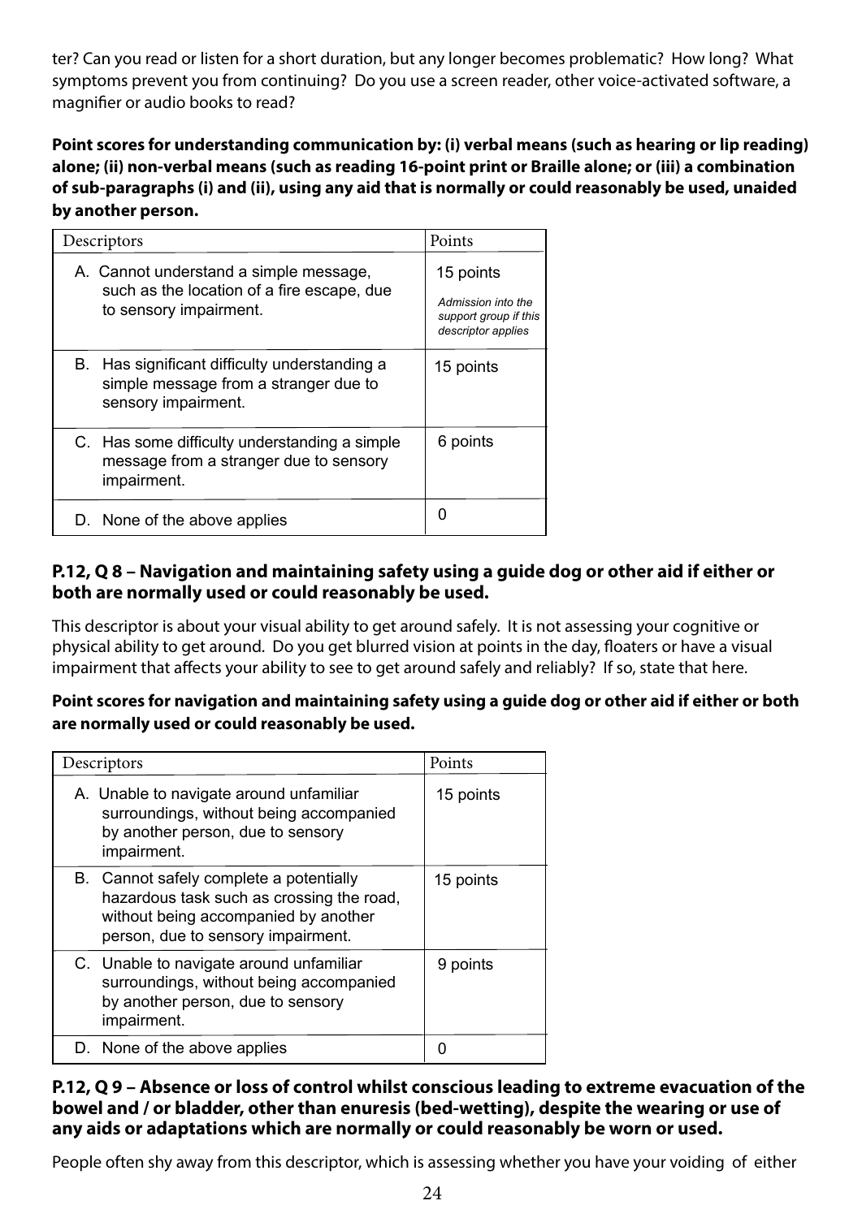ter? Can you read or listen for a short duration, but any longer becomes problematic? How long? What symptoms prevent you from continuing? Do you use a screen reader, other voice-activated software, a magnifier or audio books to read?

**Point scores for understanding communication by: (i) verbal means (such as hearing or lip reading) alone; (ii) non-verbal means (such as reading 16-point print or Braille alone; or (iii) a combination of sub-paragraphs (i) and (ii), using any aid that is normally or could reasonably be used, unaided by another person.**

| Descriptors | Points |
|---|---|
| A. Cannot understand a simple message, such as the location of a fire escape, due to sensory impairment. | 15 points<br>*Admission into the support group if this descriptor applies* |
| B. Has significant difficulty understanding a simple message from a stranger due to sensory impairment. | 15 points |
| C. Has some difficulty understanding a simple message from a stranger due to sensory impairment. | 6 points |
| D. None of the above applies | 0 |

## P.12, Q 8 – Navigation and maintaining safety using a guide dog or other aid if either or both are normally used or could reasonably be used.

This descriptor is about your visual ability to get around safely. It is not assessing your cognitive or physical ability to get around. Do you get blurred vision at points in the day, floaters or have a visual impairment that affects your ability to see to get around safely and reliably? If so, state that here.

**Point scores for navigation and maintaining safety using a guide dog or other aid if either or both are normally used or could reasonably be used.**

| Descriptors | Points |
|---|---|
| A. Unable to navigate around unfamiliar surroundings, without being accompanied by another person, due to sensory impairment. | 15 points |
| B. Cannot safely complete a potentially hazardous task such as crossing the road, without being accompanied by another person, due to sensory impairment. | 15 points |
| C. Unable to navigate around unfamiliar surroundings, without being accompanied by another person, due to sensory impairment. | 9 points |
| D. None of the above applies | 0 |

## P.12, Q 9 – Absence or loss of control whilst conscious leading to extreme evacuation of the bowel and / or bladder, other than enuresis (bed-wetting), despite the wearing or use of any aids or adaptations which are normally or could reasonably be worn or used.

People often shy away from this descriptor, which is assessing whether you have your voiding of either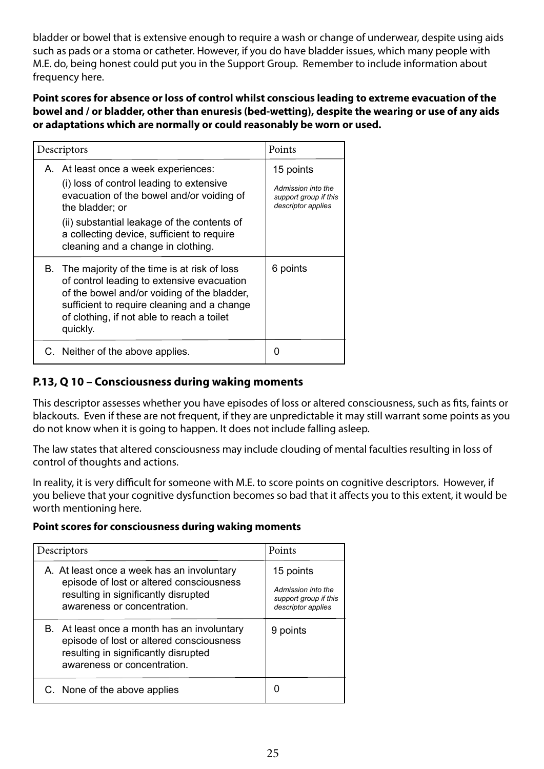bladder or bowel that is extensive enough to require a wash or change of underwear, despite using aids such as pads or a stoma or catheter. However, if you do have bladder issues, which many people with M.E. do, being honest could put you in the Support Group. Remember to include information about frequency here.

**Point scores for absence or loss of control whilst conscious leading to extreme evacuation of the bowel and / or bladder, other than enuresis (bed-wetting), despite the wearing or use of any aids or adaptations which are normally or could reasonably be worn or used.**

| Descriptors | Points |
|---|---|
| A. At least once a week experiences: (i) loss of control leading to extensive evacuation of the bowel and/or voiding of the bladder; or (ii) substantial leakage of the contents of a collecting device, sufficient to require cleaning and a change in clothing. | 15 points *Admission into the support group if this descriptor applies* |
| B. The majority of the time is at risk of loss of control leading to extensive evacuation of the bowel and/or voiding of the bladder, sufficient to require cleaning and a change of clothing, if not able to reach a toilet quickly. | 6 points |
| C. Neither of the above applies. | 0 |

## P.13, Q 10 – Consciousness during waking moments

This descriptor assesses whether you have episodes of loss or altered consciousness, such as fits, faints or blackouts. Even if these are not frequent, if they are unpredictable it may still warrant some points as you do not know when it is going to happen. It does not include falling asleep.

The law states that altered consciousness may include clouding of mental faculties resulting in loss of control of thoughts and actions.

In reality, it is very difficult for someone with M.E. to score points on cognitive descriptors. However, if you believe that your cognitive dysfunction becomes so bad that it affects you to this extent, it would be worth mentioning here.

**Point scores for consciousness during waking moments**

| Descriptors | Points |
|---|---|
| A. At least once a week has an involuntary episode of lost or altered consciousness resulting in significantly disrupted awareness or concentration. | 15 points *Admission into the support group if this descriptor applies* |
| B. At least once a month has an involuntary episode of lost or altered consciousness resulting in significantly disrupted awareness or concentration. | 9 points |
| C. None of the above applies | 0 |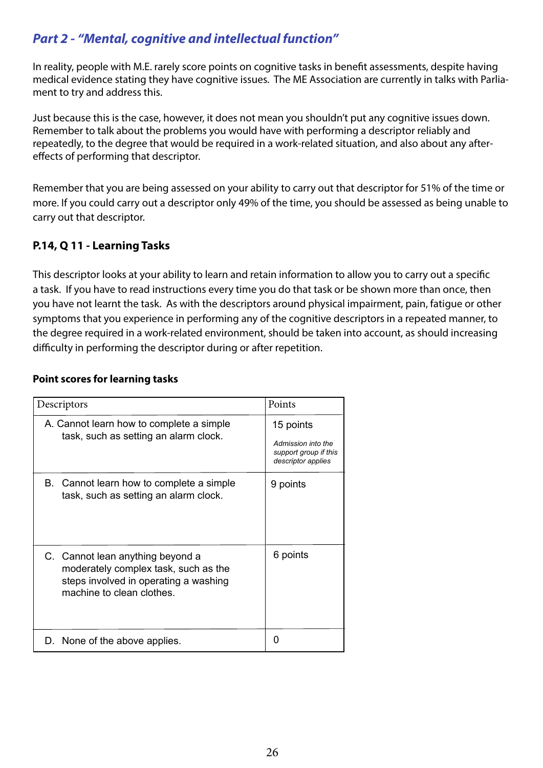## *Part 2 - "Mental, cognitive and intellectual function"*

In reality, people with M.E. rarely score points on cognitive tasks in benefit assessments, despite having medical evidence stating they have cognitive issues. The ME Association are currently in talks with Parliament to try and address this.

Just because this is the case, however, it does not mean you shouldn't put any cognitive issues down. Remember to talk about the problems you would have with performing a descriptor reliably and repeatedly, to the degree that would be required in a work-related situation, and also about any after-effects of performing that descriptor.

Remember that you are being assessed on your ability to carry out that descriptor for 51% of the time or more. If you could carry out a descriptor only 49% of the time, you should be assessed as being unable to carry out that descriptor.

### P.14, Q 11 - Learning Tasks

This descriptor looks at your ability to learn and retain information to allow you to carry out a specific a task. If you have to read instructions every time you do that task or be shown more than once, then you have not learnt the task. As with the descriptors around physical impairment, pain, fatigue or other symptoms that you experience in performing any of the cognitive descriptors in a repeated manner, to the degree required in a work-related environment, should be taken into account, as should increasing difficulty in performing the descriptor during or after repetition.

**Point scores for learning tasks**

| Descriptors | Points |
| --- | --- |
| A. Cannot learn how to complete a simple task, such as setting an alarm clock. | 15 points<br>*Admission into the support group if this descriptor applies* |
| B. Cannot learn how to complete a simple task, such as setting an alarm clock. | 9 points |
| C. Cannot lean anything beyond a moderately complex task, such as the steps involved in operating a washing machine to clean clothes. | 6 points |
| D. None of the above applies. | 0 |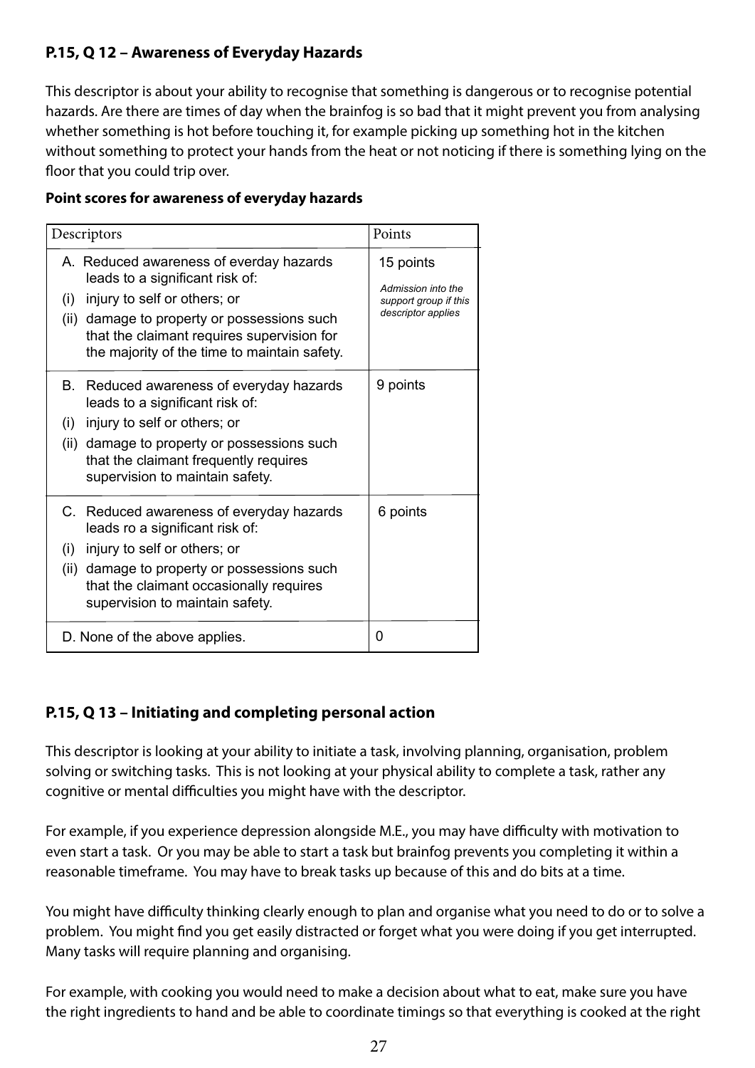### P.15, Q 12 – Awareness of Everyday Hazards

This descriptor is about your ability to recognise that something is dangerous or to recognise potential hazards. Are there are times of day when the brainfog is so bad that it might prevent you from analysing whether something is hot before touching it, for example picking up something hot in the kitchen without something to protect your hands from the heat or not noticing if there is something lying on the floor that you could trip over.

**Point scores for awareness of everyday hazards**

| Descriptors | Points |
|---|---|
| A. Reduced awareness of everday hazards leads to a significant risk of:<br>(i) injury to self or others; or<br>(ii) damage to property or possessions such that the claimant requires supervision for the majority of the time to maintain safety. | 15 points<br>*Admission into the support group if this descriptor applies* |
| B. Reduced awareness of everyday hazards leads to a significant risk of:<br>(i) injury to self or others; or<br>(ii) damage to property or possessions such that the claimant frequently requires supervision to maintain safety. | 9 points |
| C. Reduced awareness of everyday hazards leads ro a significant risk of:<br>(i) injury to self or others; or<br>(ii) damage to property or possessions such that the claimant occasionally requires supervision to maintain safety. | 6 points |
| D. None of the above applies. | 0 |

### P.15, Q 13 – Initiating and completing personal action

This descriptor is looking at your ability to initiate a task, involving planning, organisation, problem solving or switching tasks. This is not looking at your physical ability to complete a task, rather any cognitive or mental difficulties you might have with the descriptor.

For example, if you experience depression alongside M.E., you may have difficulty with motivation to even start a task. Or you may be able to start a task but brainfog prevents you completing it within a reasonable timeframe. You may have to break tasks up because of this and do bits at a time.

You might have difficulty thinking clearly enough to plan and organise what you need to do or to solve a problem. You might find you get easily distracted or forget what you were doing if you get interrupted. Many tasks will require planning and organising.

For example, with cooking you would need to make a decision about what to eat, make sure you have the right ingredients to hand and be able to coordinate timings so that everything is cooked at the right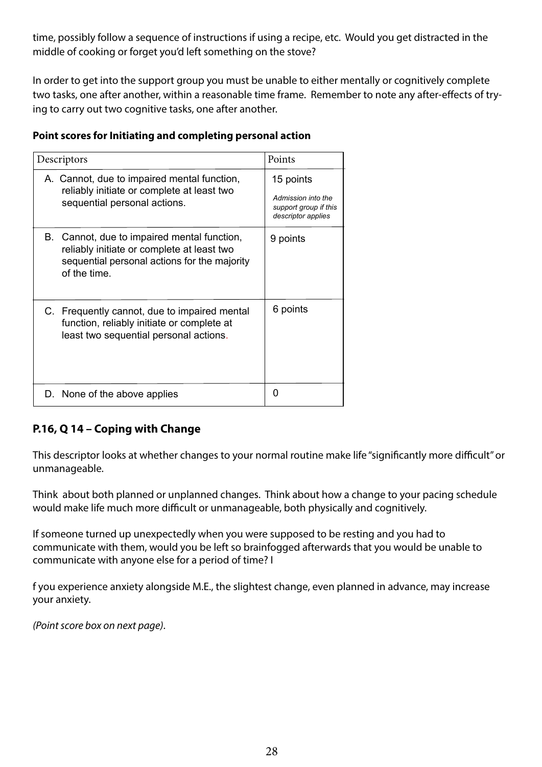time, possibly follow a sequence of instructions if using a recipe, etc. Would you get distracted in the middle of cooking or forget you'd left something on the stove?

In order to get into the support group you must be unable to either mentally or cognitively complete two tasks, one after another, within a reasonable time frame. Remember to note any after-effects of trying to carry out two cognitive tasks, one after another.

**Point scores for Initiating and completing personal action**

| Descriptors | Points |
|---|---|
| A. Cannot, due to impaired mental function, reliably initiate or complete at least two sequential personal actions. | 15 points *Admission into the support group if this descriptor applies* |
| B. Cannot, due to impaired mental function, reliably initiate or complete at least two sequential personal actions for the majority of the time. | 9 points |
| C. Frequently cannot, due to impaired mental function, reliably initiate or complete at least two sequential personal actions. | 6 points |
| D. None of the above applies | 0 |

## P.16, Q 14 – Coping with Change

This descriptor looks at whether changes to your normal routine make life "significantly more difficult" or unmanageable.

Think about both planned or unplanned changes. Think about how a change to your pacing schedule would make life much more difficult or unmanageable, both physically and cognitively.

If someone turned up unexpectedly when you were supposed to be resting and you had to communicate with them, would you be left so brainfogged afterwards that you would be unable to communicate with anyone else for a period of time? I

f you experience anxiety alongside M.E., the slightest change, even planned in advance, may increase your anxiety.

*(Point score box on next page)*.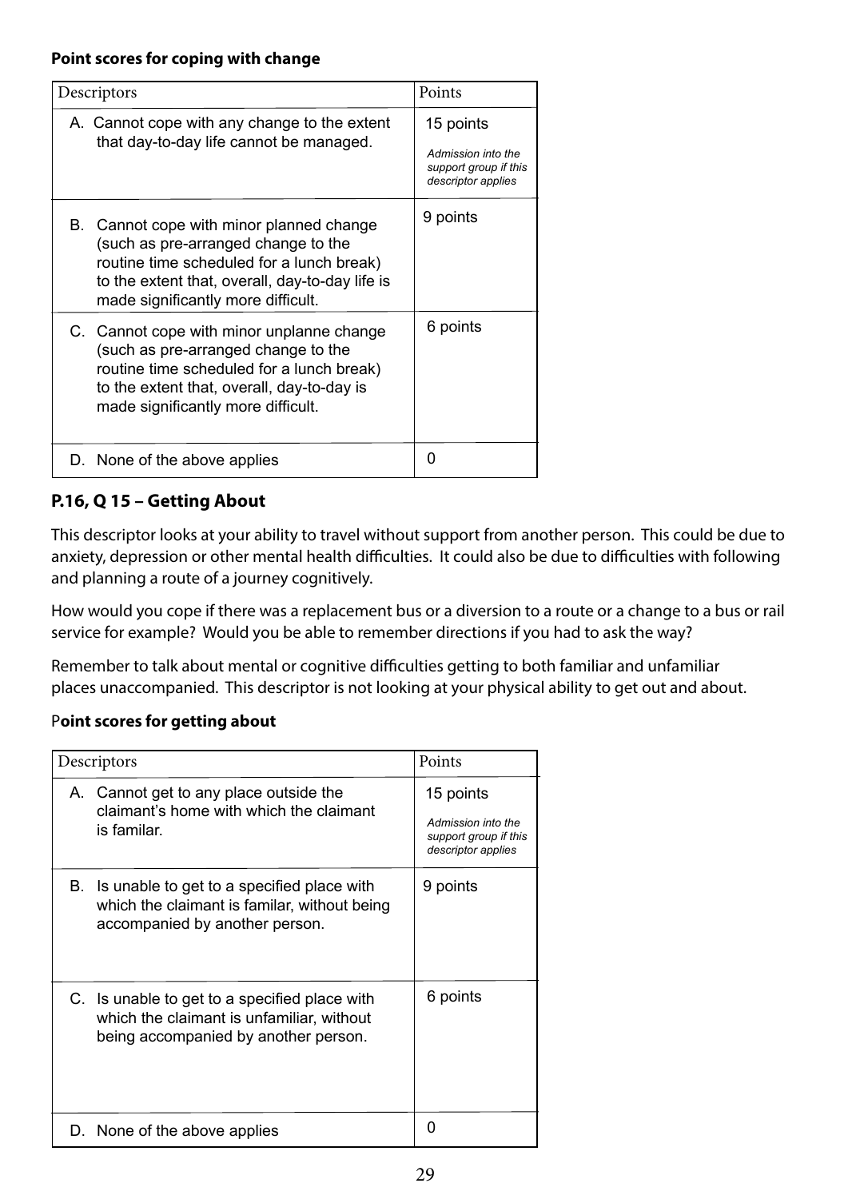**Point scores for coping with change**

| Descriptors | Points |
|---|---|
| A. Cannot cope with any change to the extent that day-to-day life cannot be managed. | 15 points *Admission into the support group if this descriptor applies* |
| B. Cannot cope with minor planned change (such as pre-arranged change to the routine time scheduled for a lunch break) to the extent that, overall, day-to-day life is made significantly more difficult. | 9 points |
| C. Cannot cope with minor unplanne change (such as pre-arranged change to the routine time scheduled for a lunch break) to the extent that, overall, day-to-day is made significantly more difficult. | 6 points |
| D. None of the above applies | 0 |

## P.16, Q 15 – Getting About

This descriptor looks at your ability to travel without support from another person. This could be due to anxiety, depression or other mental health difficulties. It could also be due to difficulties with following and planning a route of a journey cognitively.

How would you cope if there was a replacement bus or a diversion to a route or a change to a bus or rail service for example? Would you be able to remember directions if you had to ask the way?

Remember to talk about mental or cognitive difficulties getting to both familiar and unfamiliar places unaccompanied. This descriptor is not looking at your physical ability to get out and about.

**Point scores for getting about**

| Descriptors | Points |
|---|---|
| A. Cannot get to any place outside the claimant's home with which the claimant is familar. | 15 points *Admission into the support group if this descriptor applies* |
| B. Is unable to get to a specified place with which the claimant is familar, without being accompanied by another person. | 9 points |
| C. Is unable to get to a specified place with which the claimant is unfamiliar, without being accompanied by another person. | 6 points |
| D. None of the above applies | 0 |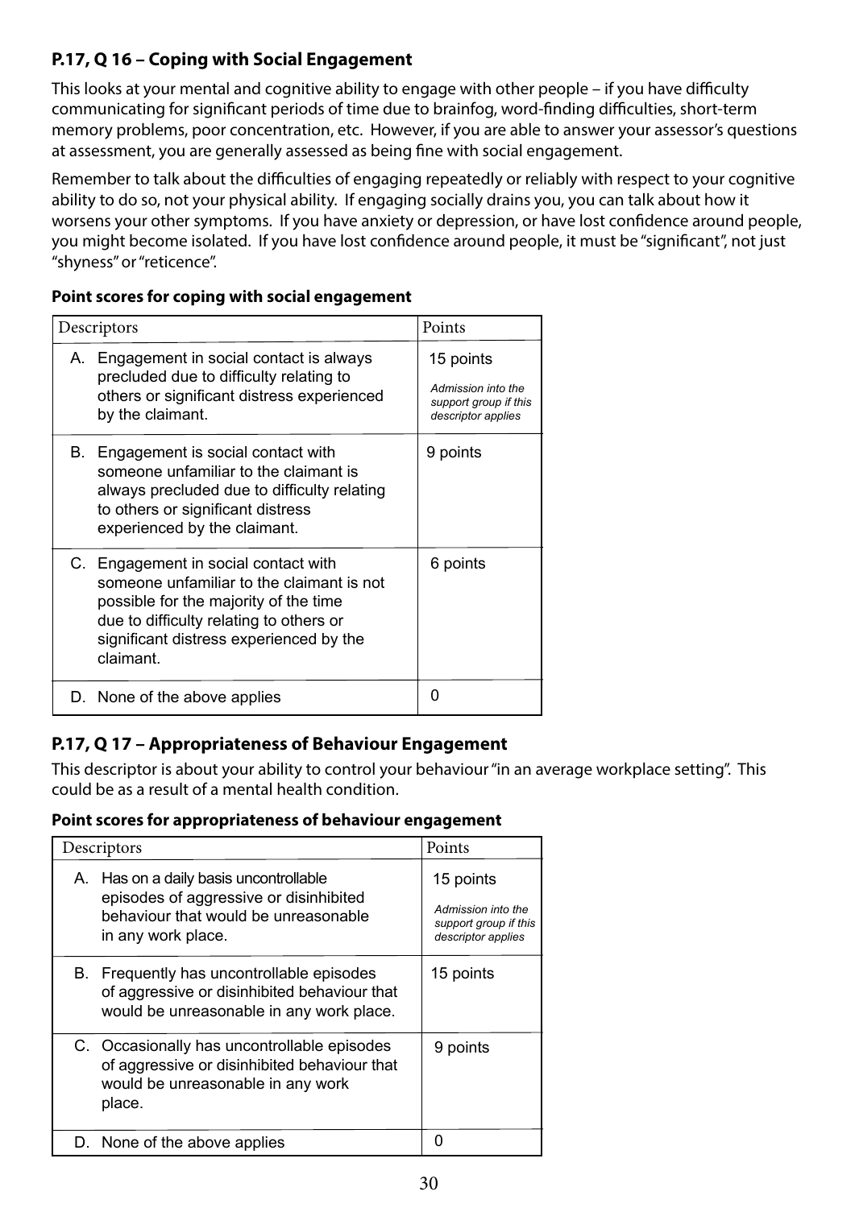### P.17, Q 16 – Coping with Social Engagement

This looks at your mental and cognitive ability to engage with other people – if you have difficulty communicating for significant periods of time due to brainfog, word-finding difficulties, short-term memory problems, poor concentration, etc. However, if you are able to answer your assessor's questions at assessment, you are generally assessed as being fine with social engagement.

Remember to talk about the difficulties of engaging repeatedly or reliably with respect to your cognitive ability to do so, not your physical ability. If engaging socially drains you, you can talk about how it worsens your other symptoms. If you have anxiety or depression, or have lost confidence around people, you might become isolated. If you have lost confidence around people, it must be "significant", not just "shyness" or "reticence".

**Point scores for coping with social engagement**

| Descriptors | Points |
|---|---|
| A. Engagement in social contact is always precluded due to difficulty relating to others or significant distress experienced by the claimant. | 15 points *Admission into the support group if this descriptor applies* |
| B. Engagement is social contact with someone unfamiliar to the claimant is always precluded due to difficulty relating to others or significant distress experienced by the claimant. | 9 points |
| C. Engagement in social contact with someone unfamiliar to the claimant is not possible for the majority of the time due to difficulty relating to others or significant distress experienced by the claimant. | 6 points |
| D. None of the above applies | 0 |

### P.17, Q 17 – Appropriateness of Behaviour Engagement

This descriptor is about your ability to control your behaviour "in an average workplace setting". This could be as a result of a mental health condition.

**Point scores for appropriateness of behaviour engagement**

| Descriptors | Points |
|---|---|
| A. Has on a daily basis uncontrollable episodes of aggressive or disinhibited behaviour that would be unreasonable in any work place. | 15 points *Admission into the support group if this descriptor applies* |
| B. Frequently has uncontrollable episodes of aggressive or disinhibited behaviour that would be unreasonable in any work place. | 15 points |
| C. Occasionally has uncontrollable episodes of aggressive or disinhibited behaviour that would be unreasonable in any work place. | 9 points |
| D. None of the above applies | 0 |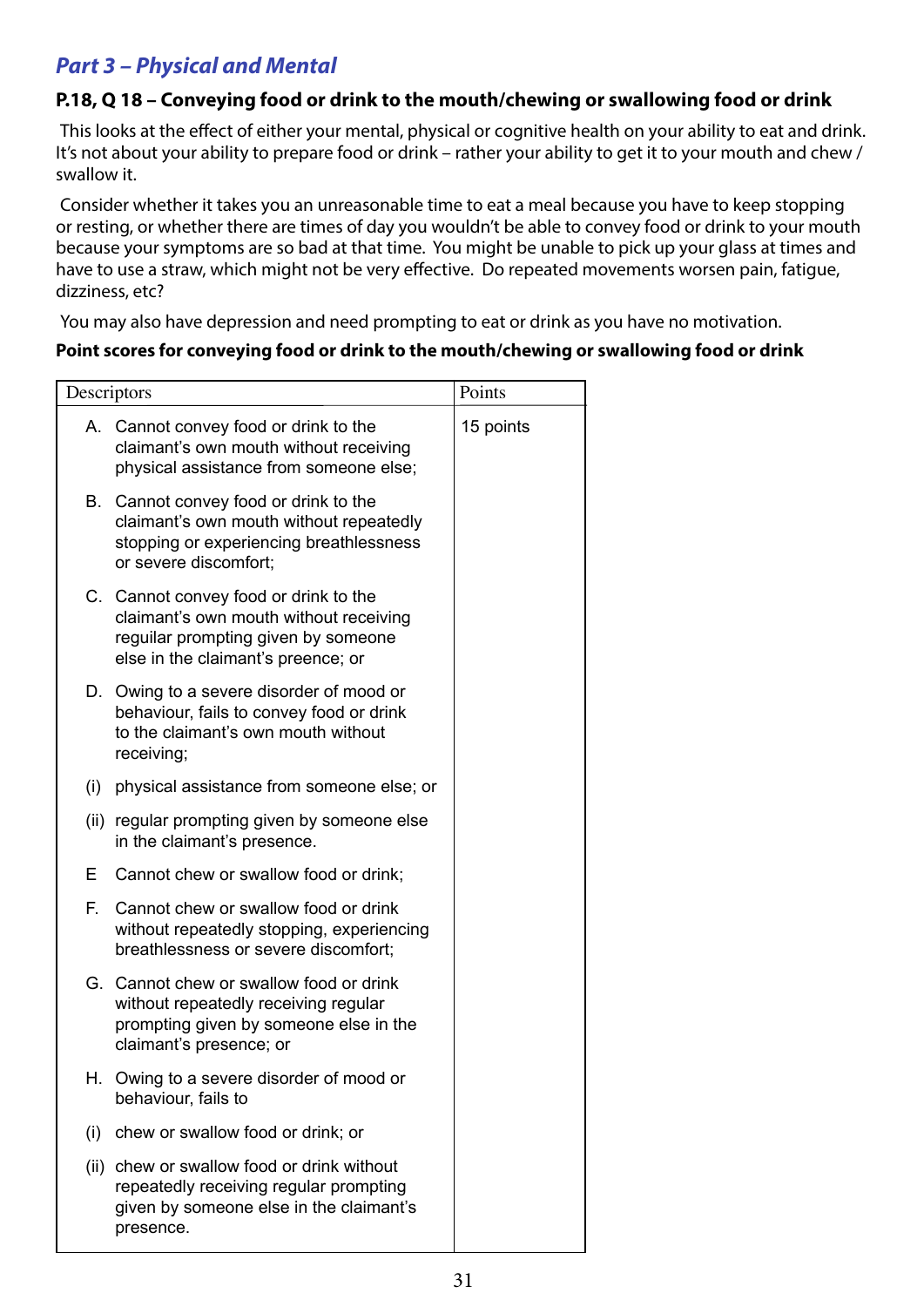## *Part 3 – Physical and Mental*

### P.18, Q 18 – Conveying food or drink to the mouth/chewing or swallowing food or drink

This looks at the effect of either your mental, physical or cognitive health on your ability to eat and drink. It's not about your ability to prepare food or drink – rather your ability to get it to your mouth and chew / swallow it.

Consider whether it takes you an unreasonable time to eat a meal because you have to keep stopping or resting, or whether there are times of day you wouldn't be able to convey food or drink to your mouth because your symptoms are so bad at that time. You might be unable to pick up your glass at times and have to use a straw, which might not be very effective. Do repeated movements worsen pain, fatigue, dizziness, etc?

You may also have depression and need prompting to eat or drink as you have no motivation.

**Point scores for conveying food or drink to the mouth/chewing or swallowing food or drink**

| Descriptors | Points |
|---|---|
| A. Cannot convey food or drink to the claimant's own mouth without receiving physical assistance from someone else; | 15 points |
| B. Cannot convey food or drink to the claimant's own mouth without repeatedly stopping or experiencing breathlessness or severe discomfort; | |
| C. Cannot convey food or drink to the claimant's own mouth without receiving reguilar prompting given by someone else in the claimant's preence; or | |
| D. Owing to a severe disorder of mood or behaviour, fails to convey food or drink to the claimant's own mouth without receiving; | |
| (i) physical assistance from someone else; or | |
| (ii) regular prompting given by someone else in the claimant's presence. | |
| E Cannot chew or swallow food or drink; | |
| F. Cannot chew or swallow food or drink without repeatedly stopping, experiencing breathlessness or severe discomfort; | |
| G. Cannot chew or swallow food or drink without repeatedly receiving regular prompting given by someone else in the claimant's presence; or | |
| H. Owing to a severe disorder of mood or behaviour, fails to | |
| (i) chew or swallow food or drink; or | |
| (ii) chew or swallow food or drink without repeatedly receiving regular prompting given by someone else in the claimant's presence. | |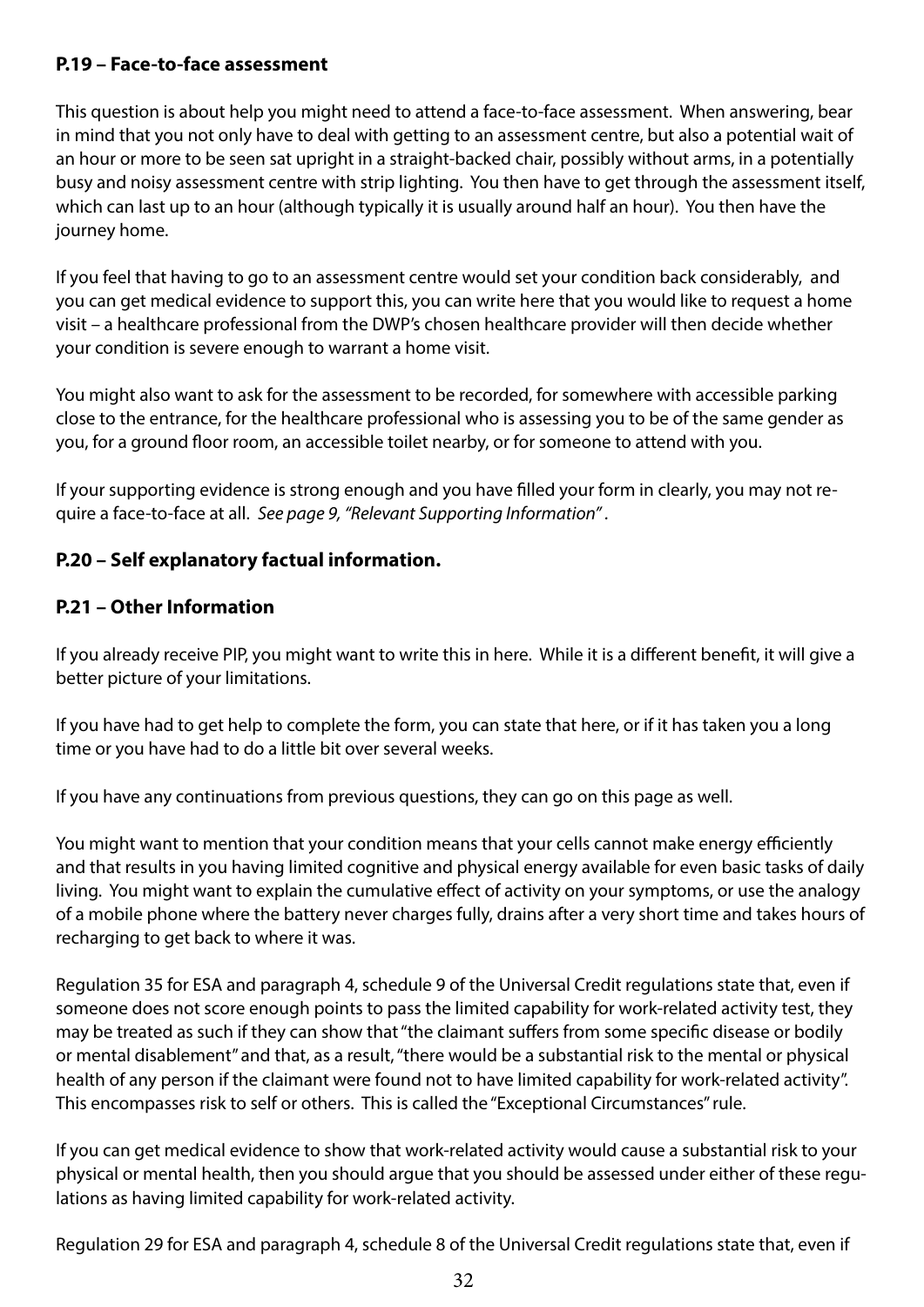### P.19 – Face-to-face assessment

This question is about help you might need to attend a face-to-face assessment. When answering, bear in mind that you not only have to deal with getting to an assessment centre, but also a potential wait of an hour or more to be seen sat upright in a straight-backed chair, possibly without arms, in a potentially busy and noisy assessment centre with strip lighting. You then have to get through the assessment itself, which can last up to an hour (although typically it is usually around half an hour). You then have the journey home.

If you feel that having to go to an assessment centre would set your condition back considerably, and you can get medical evidence to support this, you can write here that you would like to request a home visit – a healthcare professional from the DWP's chosen healthcare provider will then decide whether your condition is severe enough to warrant a home visit.

You might also want to ask for the assessment to be recorded, for somewhere with accessible parking close to the entrance, for the healthcare professional who is assessing you to be of the same gender as you, for a ground floor room, an accessible toilet nearby, or for someone to attend with you.

If your supporting evidence is strong enough and you have filled your form in clearly, you may not require a face-to-face at all. *See page 9, "Relevant Supporting Information"* .

### P.20 – Self explanatory factual information.

### P.21 – Other Information

If you already receive PIP, you might want to write this in here. While it is a different benefit, it will give a better picture of your limitations.

If you have had to get help to complete the form, you can state that here, or if it has taken you a long time or you have had to do a little bit over several weeks.

If you have any continuations from previous questions, they can go on this page as well.

You might want to mention that your condition means that your cells cannot make energy efficiently and that results in you having limited cognitive and physical energy available for even basic tasks of daily living. You might want to explain the cumulative effect of activity on your symptoms, or use the analogy of a mobile phone where the battery never charges fully, drains after a very short time and takes hours of recharging to get back to where it was.

Regulation 35 for ESA and paragraph 4, schedule 9 of the Universal Credit regulations state that, even if someone does not score enough points to pass the limited capability for work-related activity test, they may be treated as such if they can show that "the claimant suffers from some specific disease or bodily or mental disablement" and that, as a result, "there would be a substantial risk to the mental or physical health of any person if the claimant were found not to have limited capability for work-related activity". This encompasses risk to self or others. This is called the "Exceptional Circumstances" rule.

If you can get medical evidence to show that work-related activity would cause a substantial risk to your physical or mental health, then you should argue that you should be assessed under either of these regulations as having limited capability for work-related activity.

Regulation 29 for ESA and paragraph 4, schedule 8 of the Universal Credit regulations state that, even if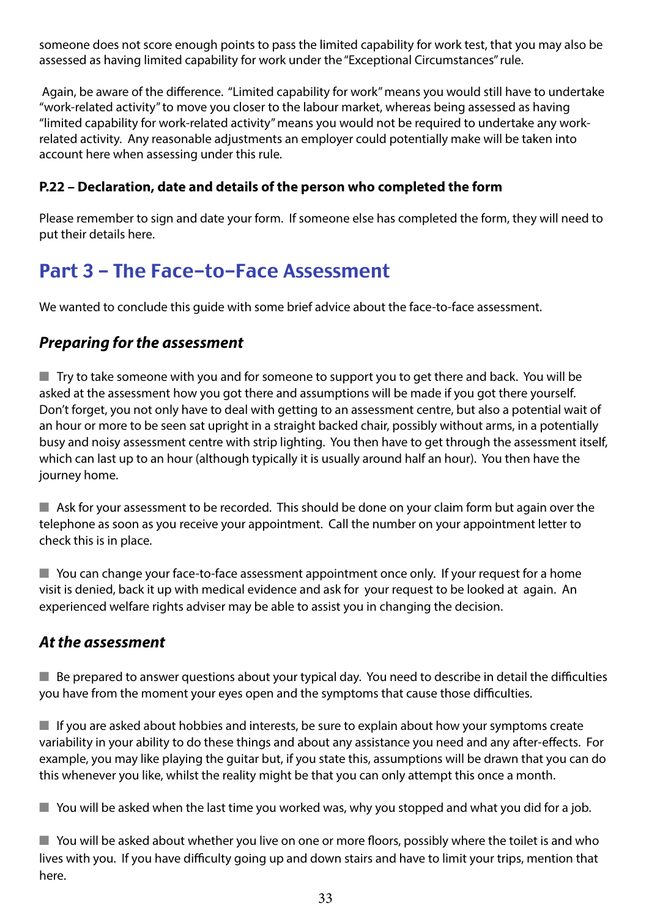someone does not score enough points to pass the limited capability for work test, that you may also be assessed as having limited capability for work under the "Exceptional Circumstances" rule.

Again, be aware of the difference. "Limited capability for work" means you would still have to undertake "work-related activity" to move you closer to the labour market, whereas being assessed as having "limited capability for work-related activity" means you would not be required to undertake any work-related activity. Any reasonable adjustments an employer could potentially make will be taken into account here when assessing under this rule.

#### P.22 – Declaration, date and details of the person who completed the form

Please remember to sign and date your form. If someone else has completed the form, they will need to put their details here.

## Part 3 – The Face-to-Face Assessment

We wanted to conclude this guide with some brief advice about the face-to-face assessment.

### *Preparing for the assessment*

- Try to take someone with you and for someone to support you to get there and back. You will be asked at the assessment how you got there and assumptions will be made if you got there yourself. Don't forget, you not only have to deal with getting to an assessment centre, but also a potential wait of an hour or more to be seen sat upright in a straight backed chair, possibly without arms, in a potentially busy and noisy assessment centre with strip lighting. You then have to get through the assessment itself, which can last up to an hour (although typically it is usually around half an hour). You then have the journey home.

- Ask for your assessment to be recorded. This should be done on your claim form but again over the telephone as soon as you receive your appointment. Call the number on your appointment letter to check this is in place.

- You can change your face-to-face assessment appointment once only. If your request for a home visit is denied, back it up with medical evidence and ask for your request to be looked at again. An experienced welfare rights adviser may be able to assist you in changing the decision.

### *At the assessment*

- Be prepared to answer questions about your typical day. You need to describe in detail the difficulties you have from the moment your eyes open and the symptoms that cause those difficulties.

- If you are asked about hobbies and interests, be sure to explain about how your symptoms create variability in your ability to do these things and about any assistance you need and any after-effects. For example, you may like playing the guitar but, if you state this, assumptions will be drawn that you can do this whenever you like, whilst the reality might be that you can only attempt this once a month.

- You will be asked when the last time you worked was, why you stopped and what you did for a job.

- You will be asked about whether you live on one or more floors, possibly where the toilet is and who lives with you. If you have difficulty going up and down stairs and have to limit your trips, mention that here.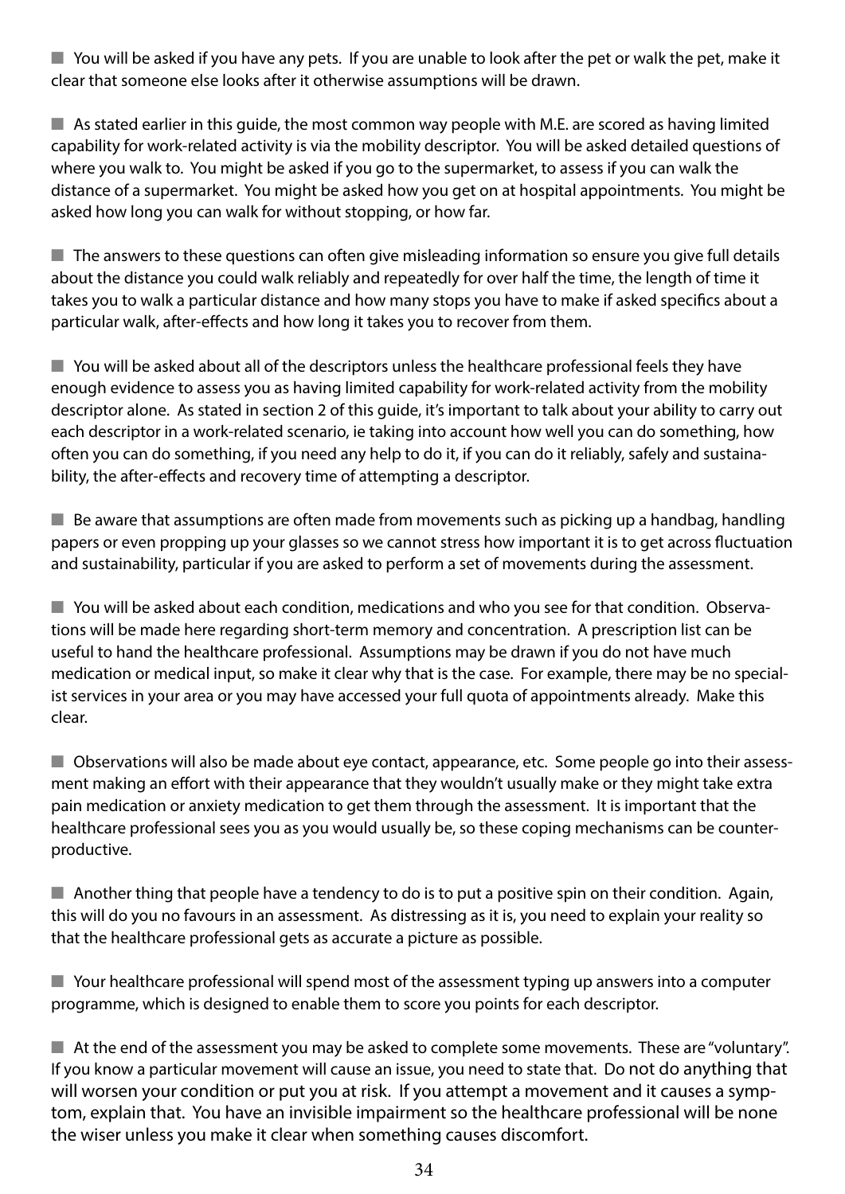■ You will be asked if you have any pets. If you are unable to look after the pet or walk the pet, make it clear that someone else looks after it otherwise assumptions will be drawn.

■ As stated earlier in this guide, the most common way people with M.E. are scored as having limited capability for work-related activity is via the mobility descriptor. You will be asked detailed questions of where you walk to. You might be asked if you go to the supermarket, to assess if you can walk the distance of a supermarket. You might be asked how you get on at hospital appointments. You might be asked how long you can walk for without stopping, or how far.

■ The answers to these questions can often give misleading information so ensure you give full details about the distance you could walk reliably and repeatedly for over half the time, the length of time it takes you to walk a particular distance and how many stops you have to make if asked specifics about a particular walk, after-effects and how long it takes you to recover from them.

■ You will be asked about all of the descriptors unless the healthcare professional feels they have enough evidence to assess you as having limited capability for work-related activity from the mobility descriptor alone. As stated in section 2 of this guide, it's important to talk about your ability to carry out each descriptor in a work-related scenario, ie taking into account how well you can do something, how often you can do something, if you need any help to do it, if you can do it reliably, safely and sustainability, the after-effects and recovery time of attempting a descriptor.

■ Be aware that assumptions are often made from movements such as picking up a handbag, handling papers or even propping up your glasses so we cannot stress how important it is to get across fluctuation and sustainability, particular if you are asked to perform a set of movements during the assessment.

■ You will be asked about each condition, medications and who you see for that condition. Observations will be made here regarding short-term memory and concentration. A prescription list can be useful to hand the healthcare professional. Assumptions may be drawn if you do not have much medication or medical input, so make it clear why that is the case. For example, there may be no specialist services in your area or you may have accessed your full quota of appointments already. Make this clear.

■ Observations will also be made about eye contact, appearance, etc. Some people go into their assessment making an effort with their appearance that they wouldn't usually make or they might take extra pain medication or anxiety medication to get them through the assessment. It is important that the healthcare professional sees you as you would usually be, so these coping mechanisms can be counterproductive.

■ Another thing that people have a tendency to do is to put a positive spin on their condition. Again, this will do you no favours in an assessment. As distressing as it is, you need to explain your reality so that the healthcare professional gets as accurate a picture as possible.

■ Your healthcare professional will spend most of the assessment typing up answers into a computer programme, which is designed to enable them to score you points for each descriptor.

■ At the end of the assessment you may be asked to complete some movements. These are "voluntary". If you know a particular movement will cause an issue, you need to state that. Do not do anything that will worsen your condition or put you at risk. If you attempt a movement and it causes a symptom, explain that. You have an invisible impairment so the healthcare professional will be none the wiser unless you make it clear when something causes discomfort.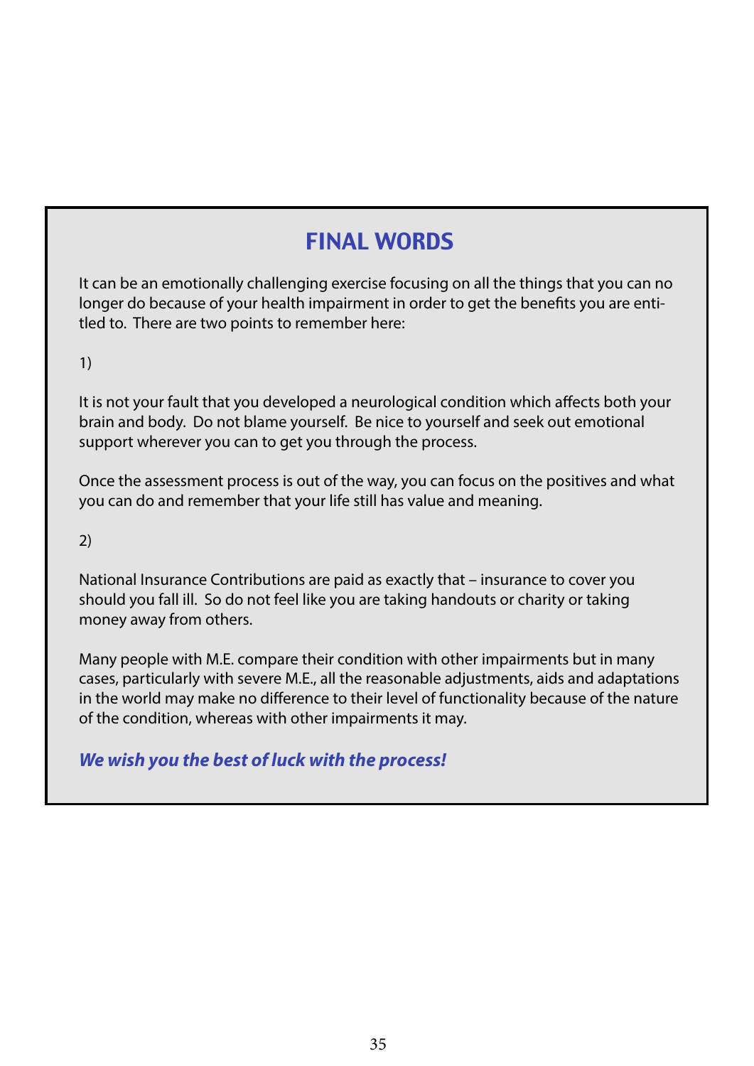## FINAL WORDS

It can be an emotionally challenging exercise focusing on all the things that you can no longer do because of your health impairment in order to get the benefits you are entitled to. There are two points to remember here:

1)

It is not your fault that you developed a neurological condition which affects both your brain and body. Do not blame yourself. Be nice to yourself and seek out emotional support wherever you can to get you through the process.

Once the assessment process is out of the way, you can focus on the positives and what you can do and remember that your life still has value and meaning.

2)

National Insurance Contributions are paid as exactly that – insurance to cover you should you fall ill. So do not feel like you are taking handouts or charity or taking money away from others.

Many people with M.E. compare their condition with other impairments but in many cases, particularly with severe M.E., all the reasonable adjustments, aids and adaptations in the world may make no difference to their level of functionality because of the nature of the condition, whereas with other impairments it may.

***We wish you the best of luck with the process!***